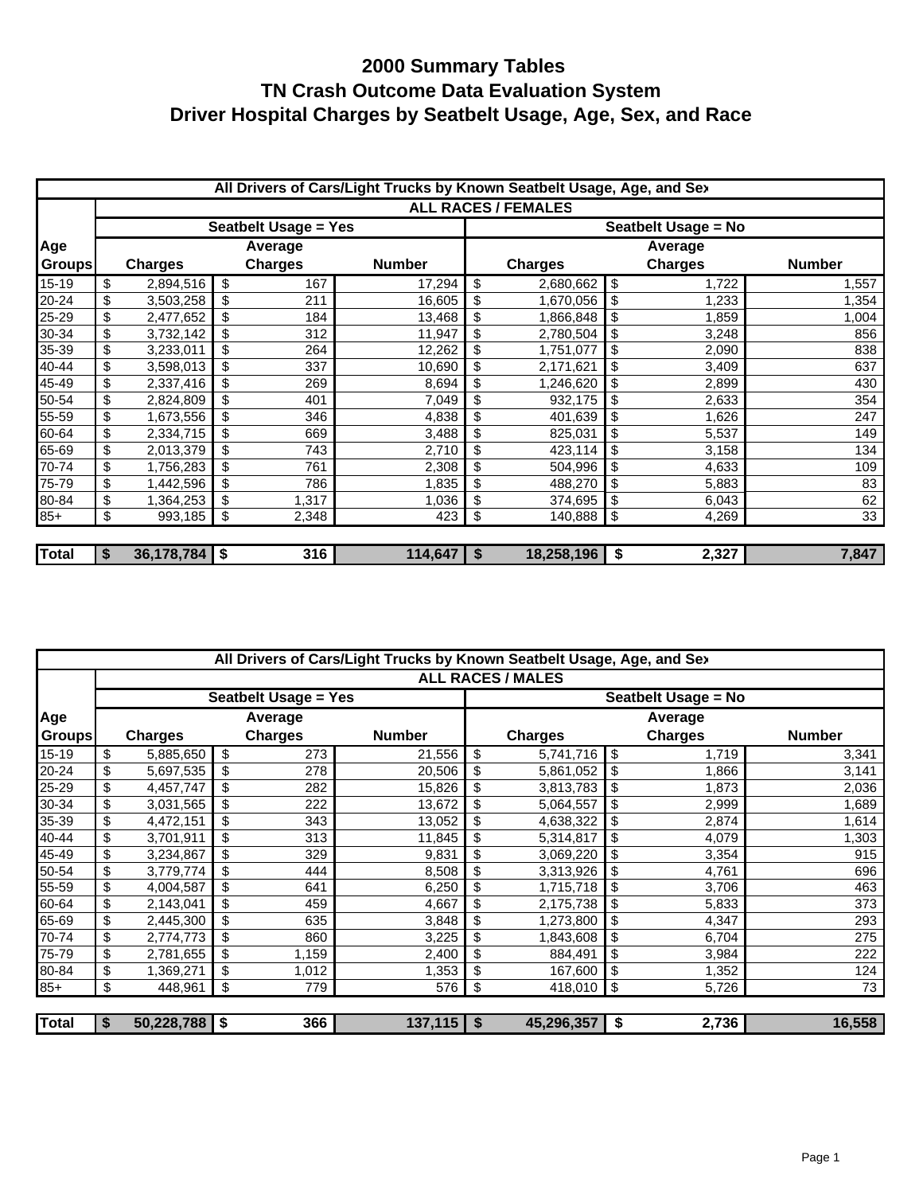# 2000 Summary Tables
# TN Crash Outcome Data Evaluation System
# Driver Hospital Charges by Seatbelt Usage, Age, Sex, and Race

| All Drivers of Cars/Light Trucks by Known Seatbelt Usage, Age, and Sex | | | | | | |
|---|---|---|---|---|---|---|
| | ALL RACES / FEMALES | | | | | |
| | Seatbelt Usage = Yes | | | Seatbelt Usage = No | | |
| Age Groups | Charges | Average Charges | Number | Charges | Average Charges | Number |
| 15-19 | $ 2,894,516 | $ 167 | 17,294 | $ 2,680,662 | $ 1,722 | 1,557 |
| 20-24 | $ 3,503,258 | $ 211 | 16,605 | $ 1,670,056 | $ 1,233 | 1,354 |
| 25-29 | $ 2,477,652 | $ 184 | 13,468 | $ 1,866,848 | $ 1,859 | 1,004 |
| 30-34 | $ 3,732,142 | $ 312 | 11,947 | $ 2,780,504 | $ 3,248 | 856 |
| 35-39 | $ 3,233,011 | $ 264 | 12,262 | $ 1,751,077 | $ 2,090 | 838 |
| 40-44 | $ 3,598,013 | $ 337 | 10,690 | $ 2,171,621 | $ 3,409 | 637 |
| 45-49 | $ 2,337,416 | $ 269 | 8,694 | $ 1,246,620 | $ 2,899 | 430 |
| 50-54 | $ 2,824,809 | $ 401 | 7,049 | $ 932,175 | $ 2,633 | 354 |
| 55-59 | $ 1,673,556 | $ 346 | 4,838 | $ 401,639 | $ 1,626 | 247 |
| 60-64 | $ 2,334,715 | $ 669 | 3,488 | $ 825,031 | $ 5,537 | 149 |
| 65-69 | $ 2,013,379 | $ 743 | 2,710 | $ 423,114 | $ 3,158 | 134 |
| 70-74 | $ 1,756,283 | $ 761 | 2,308 | $ 504,996 | $ 4,633 | 109 |
| 75-79 | $ 1,442,596 | $ 786 | 1,835 | $ 488,270 | $ 5,883 | 83 |
| 80-84 | $ 1,364,253 | $ 1,317 | 1,036 | $ 374,695 | $ 6,043 | 62 |
| 85+ | $ 993,185 | $ 2,348 | 423 | $ 140,888 | $ 4,269 | 33 |
| **Total** | **$ 36,178,784** | **$ 316** | **114,647** | **$ 18,258,196** | **$ 2,327** | **7,847** |

| All Drivers of Cars/Light Trucks by Known Seatbelt Usage, Age, and Sex | | | | | | |
|---|---|---|---|---|---|---|
| | ALL RACES / MALES | | | | | |
| | Seatbelt Usage = Yes | | | Seatbelt Usage = No | | |
| Age Groups | Charges | Average Charges | Number | Charges | Average Charges | Number |
| 15-19 | $ 5,885,650 | $ 273 | 21,556 | $ 5,741,716 | $ 1,719 | 3,341 |
| 20-24 | $ 5,697,535 | $ 278 | 20,506 | $ 5,861,052 | $ 1,866 | 3,141 |
| 25-29 | $ 4,457,747 | $ 282 | 15,826 | $ 3,813,783 | $ 1,873 | 2,036 |
| 30-34 | $ 3,031,565 | $ 222 | 13,672 | $ 5,064,557 | $ 2,999 | 1,689 |
| 35-39 | $ 4,472,151 | $ 343 | 13,052 | $ 4,638,322 | $ 2,874 | 1,614 |
| 40-44 | $ 3,701,911 | $ 313 | 11,845 | $ 5,314,817 | $ 4,079 | 1,303 |
| 45-49 | $ 3,234,867 | $ 329 | 9,831 | $ 3,069,220 | $ 3,354 | 915 |
| 50-54 | $ 3,779,774 | $ 444 | 8,508 | $ 3,313,926 | $ 4,761 | 696 |
| 55-59 | $ 4,004,587 | $ 641 | 6,250 | $ 1,715,718 | $ 3,706 | 463 |
| 60-64 | $ 2,143,041 | $ 459 | 4,667 | $ 2,175,738 | $ 5,833 | 373 |
| 65-69 | $ 2,445,300 | $ 635 | 3,848 | $ 1,273,800 | $ 4,347 | 293 |
| 70-74 | $ 2,774,773 | $ 860 | 3,225 | $ 1,843,608 | $ 6,704 | 275 |
| 75-79 | $ 2,781,655 | $ 1,159 | 2,400 | $ 884,491 | $ 3,984 | 222 |
| 80-84 | $ 1,369,271 | $ 1,012 | 1,353 | $ 167,600 | $ 1,352 | 124 |
| 85+ | $ 448,961 | $ 779 | 576 | $ 418,010 | $ 5,726 | 73 |
| **Total** | **$ 50,228,788** | **$ 366** | **137,115** | **$ 45,296,357** | **$ 2,736** | **16,558** |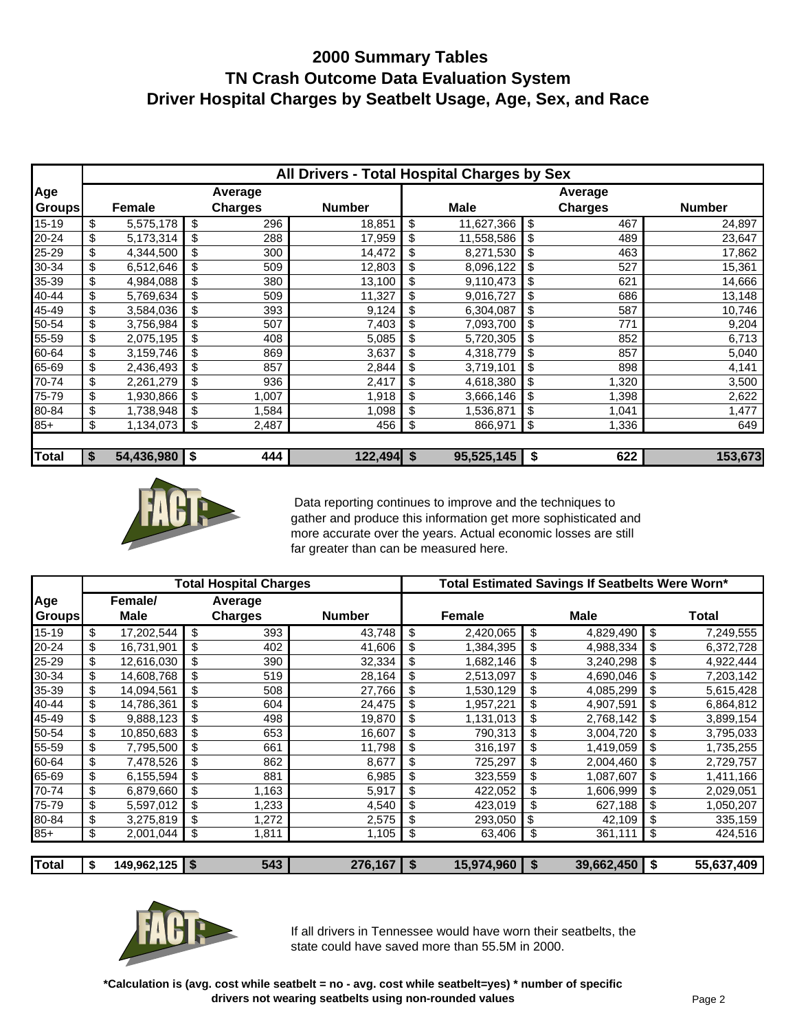# 2000 Summary Tables
# TN Crash Outcome Data Evaluation System
# Driver Hospital Charges by Seatbelt Usage, Age, Sex, and Race

| Age Groups | All Drivers - Total Hospital Charges by Sex | | | | | |
|---|---|---|---|---|---|---|
| | Female | Average Charges | Number | Male | Average Charges | Number |
| 15-19 | $ 5,575,178 | $ 296 | 18,851 | $ 11,627,366 | $ 467 | 24,897 |
| 20-24 | $ 5,173,314 | $ 288 | 17,959 | $ 11,558,586 | $ 489 | 23,647 |
| 25-29 | $ 4,344,500 | $ 300 | 14,472 | $ 8,271,530 | $ 463 | 17,862 |
| 30-34 | $ 6,512,646 | $ 509 | 12,803 | $ 8,096,122 | $ 527 | 15,361 |
| 35-39 | $ 4,984,088 | $ 380 | 13,100 | $ 9,110,473 | $ 621 | 14,666 |
| 40-44 | $ 5,769,634 | $ 509 | 11,327 | $ 9,016,727 | $ 686 | 13,148 |
| 45-49 | $ 3,584,036 | $ 393 | 9,124 | $ 6,304,087 | $ 587 | 10,746 |
| 50-54 | $ 3,756,984 | $ 507 | 7,403 | $ 7,093,700 | $ 771 | 9,204 |
| 55-59 | $ 2,075,195 | $ 408 | 5,085 | $ 5,720,305 | $ 852 | 6,713 |
| 60-64 | $ 3,159,746 | $ 869 | 3,637 | $ 4,318,779 | $ 857 | 5,040 |
| 65-69 | $ 2,436,493 | $ 857 | 2,844 | $ 3,719,101 | $ 898 | 4,141 |
| 70-74 | $ 2,261,279 | $ 936 | 2,417 | $ 4,618,380 | $ 1,320 | 3,500 |
| 75-79 | $ 1,930,866 | $ 1,007 | 1,918 | $ 3,666,146 | $ 1,398 | 2,622 |
| 80-84 | $ 1,738,948 | $ 1,584 | 1,098 | $ 1,536,871 | $ 1,041 | 1,477 |
| 85+ | $ 1,134,073 | $ 2,487 | 456 | $ 866,971 | $ 1,336 | 649 |
| **Total** | **$ 54,436,980** | **$ 444** | **122,494** | **$ 95,525,145** | **$ 622** | **153,673** |

FACT: Data reporting continues to improve and the techniques to gather and produce this information get more sophisticated and more accurate over the years. Actual economic losses are still far greater than can be measured here.

| Age Groups | Total Hospital Charges | | | Total Estimated Savings If Seatbelts Were Worn* | | |
|---|---|---|---|---|---|---|
| | Female/ Male | Average Charges | Number | Female | Male | Total |
| 15-19 | $ 17,202,544 | $ 393 | 43,748 | $ 2,420,065 | $ 4,829,490 | $ 7,249,555 |
| 20-24 | $ 16,731,901 | $ 402 | 41,606 | $ 1,384,395 | $ 4,988,334 | $ 6,372,728 |
| 25-29 | $ 12,616,030 | $ 390 | 32,334 | $ 1,682,146 | $ 3,240,298 | $ 4,922,444 |
| 30-34 | $ 14,608,768 | $ 519 | 28,164 | $ 2,513,097 | $ 4,690,046 | $ 7,203,142 |
| 35-39 | $ 14,094,561 | $ 508 | 27,766 | $ 1,530,129 | $ 4,085,299 | $ 5,615,428 |
| 40-44 | $ 14,786,361 | $ 604 | 24,475 | $ 1,957,221 | $ 4,907,591 | $ 6,864,812 |
| 45-49 | $ 9,888,123 | $ 498 | 19,870 | $ 1,131,013 | $ 2,768,142 | $ 3,899,154 |
| 50-54 | $ 10,850,683 | $ 653 | 16,607 | $ 790,313 | $ 3,004,720 | $ 3,795,033 |
| 55-59 | $ 7,795,500 | $ 661 | 11,798 | $ 316,197 | $ 1,419,059 | $ 1,735,255 |
| 60-64 | $ 7,478,526 | $ 862 | 8,677 | $ 725,297 | $ 2,004,460 | $ 2,729,757 |
| 65-69 | $ 6,155,594 | $ 881 | 6,985 | $ 323,559 | $ 1,087,607 | $ 1,411,166 |
| 70-74 | $ 6,879,660 | $ 1,163 | 5,917 | $ 422,052 | $ 1,606,999 | $ 2,029,051 |
| 75-79 | $ 5,597,012 | $ 1,233 | 4,540 | $ 423,019 | $ 627,188 | $ 1,050,207 |
| 80-84 | $ 3,275,819 | $ 1,272 | 2,575 | $ 293,050 | $ 42,109 | $ 335,159 |
| 85+ | $ 2,001,044 | $ 1,811 | 1,105 | $ 63,406 | $ 361,111 | $ 424,516 |
| **Total** | **$ 149,962,125** | **$ 543** | **276,167** | **$ 15,974,960** | **$ 39,662,450** | **$ 55,637,409** |

FACT: If all drivers in Tennessee would have worn their seatbelts, the state could have saved more than 55.5M in 2000.

**\*Calculation is (avg. cost while seatbelt = no - avg. cost while seatbelt=yes) * number of specific drivers not wearing seatbelts using non-rounded values**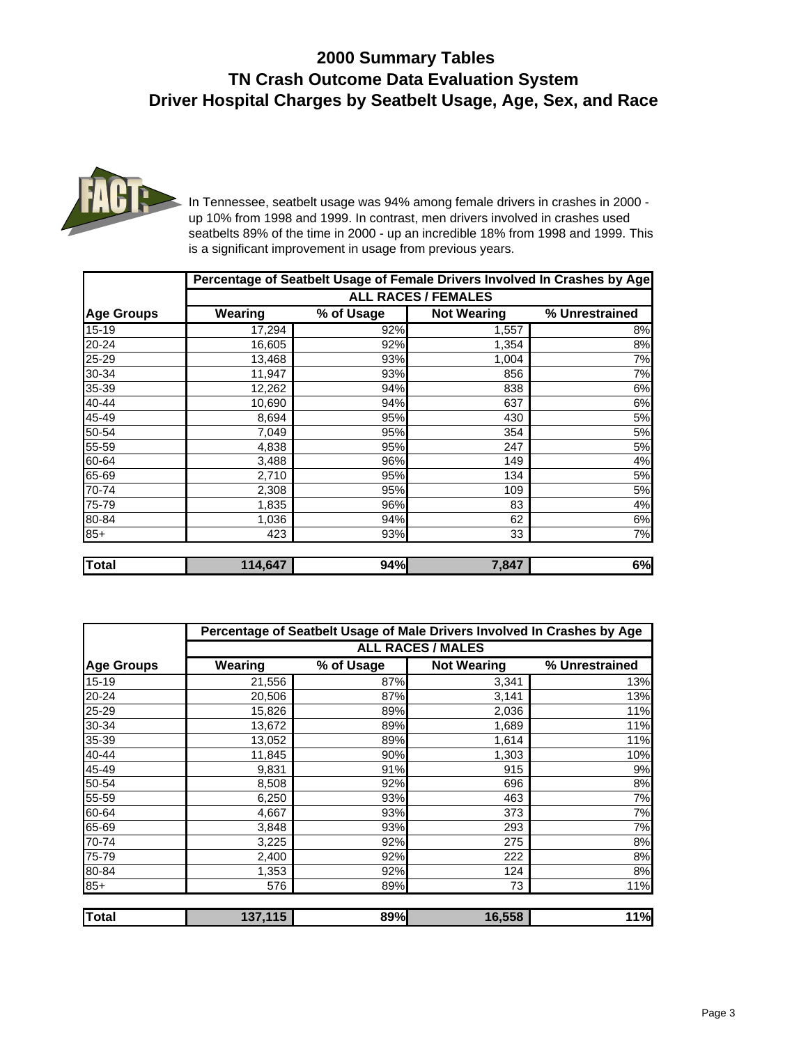# 2000 Summary Tables
# TN Crash Outcome Data Evaluation System
# Driver Hospital Charges by Seatbelt Usage, Age, Sex, and Race

FACT:

In Tennessee, seatbelt usage was 94% among female drivers in crashes in 2000 - up 10% from 1998 and 1999. In contrast, men drivers involved in crashes used seatbelts 89% of the time in 2000 - up an incredible 18% from 1998 and 1999. This is a significant improvement in usage from previous years.

| | Percentage of Seatbelt Usage of Female Drivers Involved In Crashes by Age | | | |
|---|---|---|---|---|
| | ALL RACES / FEMALES | | | |
| Age Groups | Wearing | % of Usage | Not Wearing | % Unrestrained |
| 15-19 | 17,294 | 92% | 1,557 | 8% |
| 20-24 | 16,605 | 92% | 1,354 | 8% |
| 25-29 | 13,468 | 93% | 1,004 | 7% |
| 30-34 | 11,947 | 93% | 856 | 7% |
| 35-39 | 12,262 | 94% | 838 | 6% |
| 40-44 | 10,690 | 94% | 637 | 6% |
| 45-49 | 8,694 | 95% | 430 | 5% |
| 50-54 | 7,049 | 95% | 354 | 5% |
| 55-59 | 4,838 | 95% | 247 | 5% |
| 60-64 | 3,488 | 96% | 149 | 4% |
| 65-69 | 2,710 | 95% | 134 | 5% |
| 70-74 | 2,308 | 95% | 109 | 5% |
| 75-79 | 1,835 | 96% | 83 | 4% |
| 80-84 | 1,036 | 94% | 62 | 6% |
| 85+ | 423 | 93% | 33 | 7% |
| **Total** | **114,647** | **94%** | **7,847** | **6%** |

| | Percentage of Seatbelt Usage of Male Drivers Involved In Crashes by Age | | | |
|---|---|---|---|---|
| | ALL RACES / MALES | | | |
| Age Groups | Wearing | % of Usage | Not Wearing | % Unrestrained |
| 15-19 | 21,556 | 87% | 3,341 | 13% |
| 20-24 | 20,506 | 87% | 3,141 | 13% |
| 25-29 | 15,826 | 89% | 2,036 | 11% |
| 30-34 | 13,672 | 89% | 1,689 | 11% |
| 35-39 | 13,052 | 89% | 1,614 | 11% |
| 40-44 | 11,845 | 90% | 1,303 | 10% |
| 45-49 | 9,831 | 91% | 915 | 9% |
| 50-54 | 8,508 | 92% | 696 | 8% |
| 55-59 | 6,250 | 93% | 463 | 7% |
| 60-64 | 4,667 | 93% | 373 | 7% |
| 65-69 | 3,848 | 93% | 293 | 7% |
| 70-74 | 3,225 | 92% | 275 | 8% |
| 75-79 | 2,400 | 92% | 222 | 8% |
| 80-84 | 1,353 | 92% | 124 | 8% |
| 85+ | 576 | 89% | 73 | 11% |
| **Total** | **137,115** | **89%** | **16,558** | **11%** |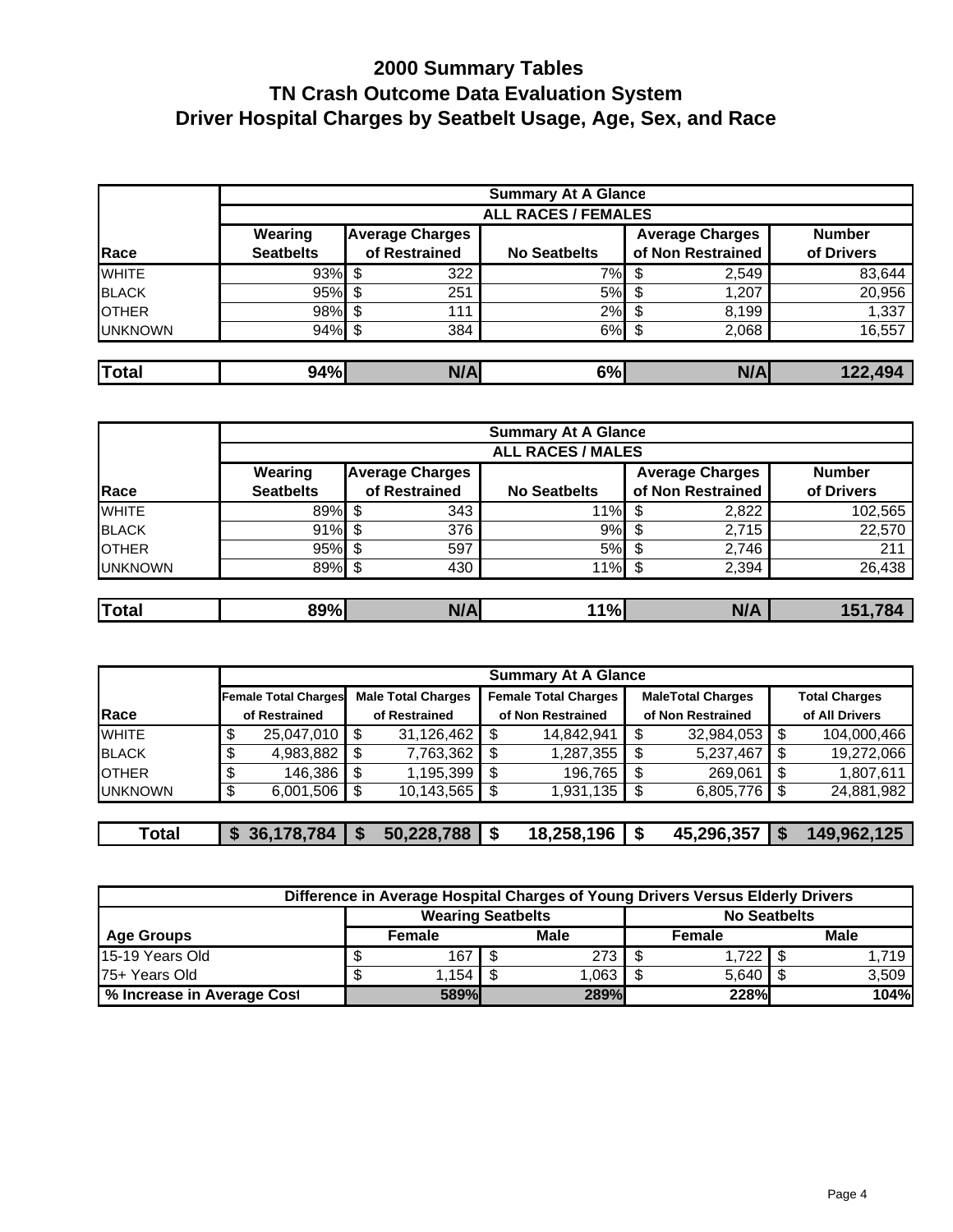# 2000 Summary Tables
# TN Crash Outcome Data Evaluation System
# Driver Hospital Charges by Seatbelt Usage, Age, Sex, and Race

| | Summary At A Glance | | | | |
|---|---|---|---|---|---|
| | ALL RACES / FEMALES | | | | |
| Race | Wearing Seatbelts | Average Charges of Restrained | No Seatbelts | Average Charges of Non Restrained | Number of Drivers |
| WHITE | 93% | $ 322 | 7% | $ 2,549 | 83,644 |
| BLACK | 95% | $ 251 | 5% | $ 1,207 | 20,956 |
| OTHER | 98% | $ 111 | 2% | $ 8,199 | 1,337 |
| UNKNOWN | 94% | $ 384 | 6% | $ 2,068 | 16,557 |
| **Total** | **94%** | **N/A** | **6%** | **N/A** | **122,494** |

| | Summary At A Glance | | | | |
|---|---|---|---|---|---|
| | ALL RACES / MALES | | | | |
| Race | Wearing Seatbelts | Average Charges of Restrained | No Seatbelts | Average Charges of Non Restrained | Number of Drivers |
| WHITE | 89% | $ 343 | 11% | $ 2,822 | 102,565 |
| BLACK | 91% | $ 376 | 9% | $ 2,715 | 22,570 |
| OTHER | 95% | $ 597 | 5% | $ 2,746 | 211 |
| UNKNOWN | 89% | $ 430 | 11% | $ 2,394 | 26,438 |
| **Total** | **89%** | **N/A** | **11%** | **N/A** | **151,784** |

| | Summary At A Glance | | | | |
|---|---|---|---|---|---|
| Race | Female Total Charges of Restrained | Male Total Charges of Restrained | Female Total Charges of Non Restrained | MaleTotal Charges of Non Restrained | Total Charges of All Drivers |
| WHITE | $ 25,047,010 | $ 31,126,462 | $ 14,842,941 | $ 32,984,053 | $ 104,000,466 |
| BLACK | $ 4,983,882 | $ 7,763,362 | $ 1,287,355 | $ 5,237,467 | $ 19,272,066 |
| OTHER | $ 146,386 | $ 1,195,399 | $ 196,765 | $ 269,061 | $ 1,807,611 |
| UNKNOWN | $ 6,001,506 | $ 10,143,565 | $ 1,931,135 | $ 6,805,776 | $ 24,881,982 |
| **Total** | **$ 36,178,784** | **$ 50,228,788** | **$ 18,258,196** | **$ 45,296,357** | **$ 149,962,125** |

| Difference in Average Hospital Charges of Young Drivers Versus Elderly Drivers | | | | |
|---|---|---|---|---|
| | Wearing Seatbelts | | No Seatbelts | |
| Age Groups | Female | Male | Female | Male |
| 15-19 Years Old | $ 167 | $ 273 | $ 1,722 | $ 1,719 |
| 75+ Years Old | $ 1,154 | $ 1,063 | $ 5,640 | $ 3,509 |
| **% Increase in Average Cost** | **589%** | **289%** | **228%** | **104%** |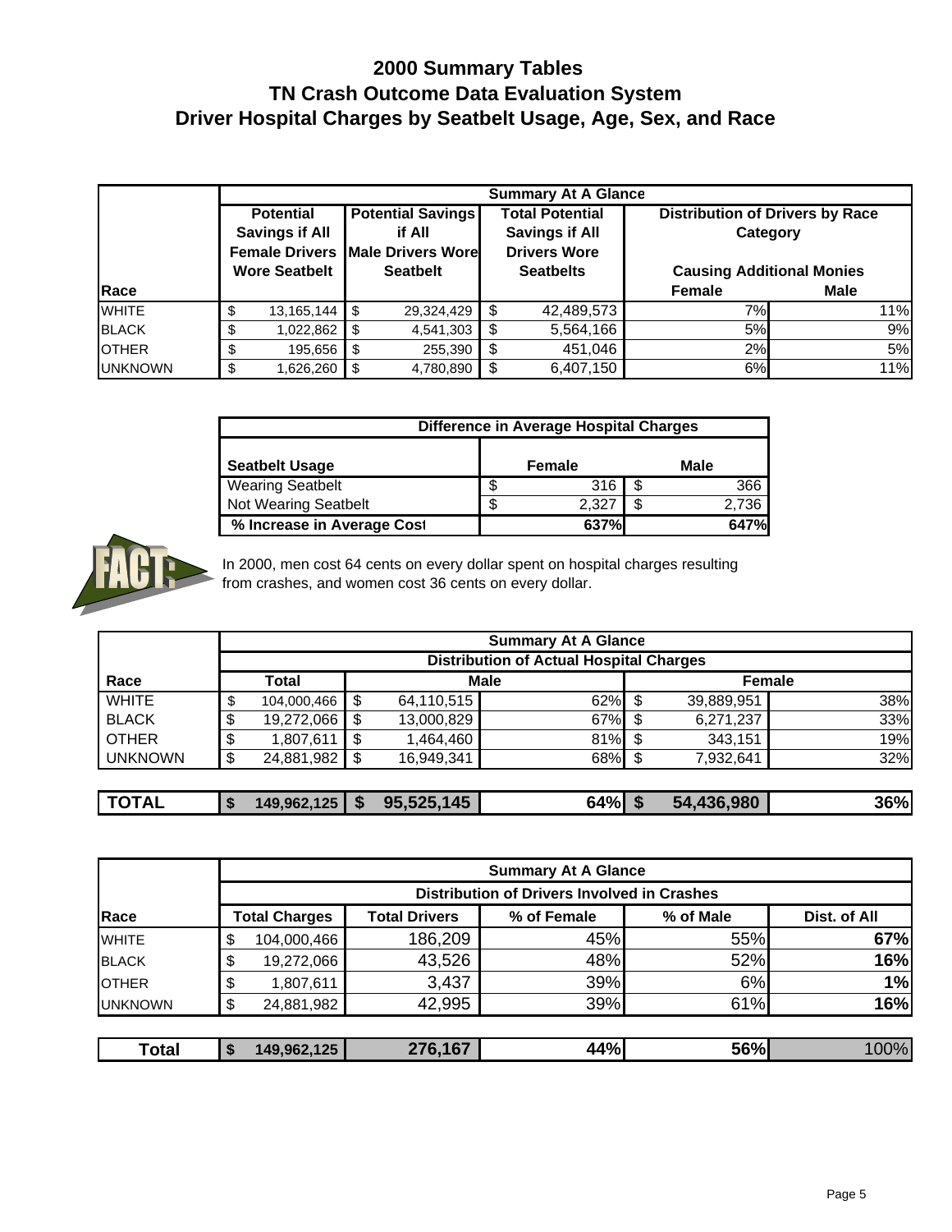# 2000 Summary Tables
# TN Crash Outcome Data Evaluation System
# Driver Hospital Charges by Seatbelt Usage, Age, Sex, and Race

| | Summary At A Glance | | | | |
|---|---|---|---|---|---|
| Race | Potential Savings if All Female Drivers Wore Seatbelt | Potential Savings if All Male Drivers Wore Seatbelt | Total Potential Savings if All Drivers Wore Seatbelts | Distribution of Drivers by Race Category Causing Additional Monies | |
| | | | | Female | Male |
| WHITE | $ 13,165,144 | $ 29,324,429 | $ 42,489,573 | 7% | 11% |
| BLACK | $ 1,022,862 | $ 4,541,303 | $ 5,564,166 | 5% | 9% |
| OTHER | $ 195,656 | $ 255,390 | $ 451,046 | 2% | 5% |
| UNKNOWN | $ 1,626,260 | $ 4,780,890 | $ 6,407,150 | 6% | 11% |

| | Difference in Average Hospital Charges | |
|---|---|---|
| Seatbelt Usage | Female | Male |
| Wearing Seatbelt | $ 316 | $ 366 |
| Not Wearing Seatbelt | $ 2,327 | $ 2,736 |
| % Increase in Average Cost | 637% | 647% |

**FACT:** In 2000, men cost 64 cents on every dollar spent on hospital charges resulting from crashes, and women cost 36 cents on every dollar.

| | Summary At A Glance | | | | |
|---|---|---|---|---|---|
| | Distribution of Actual Hospital Charges | | | | |
| Race | Total | Male | | Female | |
| WHITE | $ 104,000,466 | $ 64,110,515 | 62% | $ 39,889,951 | 38% |
| BLACK | $ 19,272,066 | $ 13,000,829 | 67% | $ 6,271,237 | 33% |
| OTHER | $ 1,807,611 | $ 1,464,460 | 81% | $ 343,151 | 19% |
| UNKNOWN | $ 24,881,982 | $ 16,949,341 | 68% | $ 7,932,641 | 32% |
| **TOTAL** | **$ 149,962,125** | **$ 95,525,145** | **64%** | **$ 54,436,980** | **36%** |

| | Summary At A Glance | | | | |
|---|---|---|---|---|---|
| | Distribution of Drivers Involved in Crashes | | | | |
| Race | Total Charges | Total Drivers | % of Female | % of Male | Dist. of All |
| WHITE | $ 104,000,466 | 186,209 | 45% | 55% | **67%** |
| BLACK | $ 19,272,066 | 43,526 | 48% | 52% | **16%** |
| OTHER | $ 1,807,611 | 3,437 | 39% | 6% | **1%** |
| UNKNOWN | $ 24,881,982 | 42,995 | 39% | 61% | **16%** |
| **Total** | **$ 149,962,125** | **276,167** | **44%** | **56%** | 100% |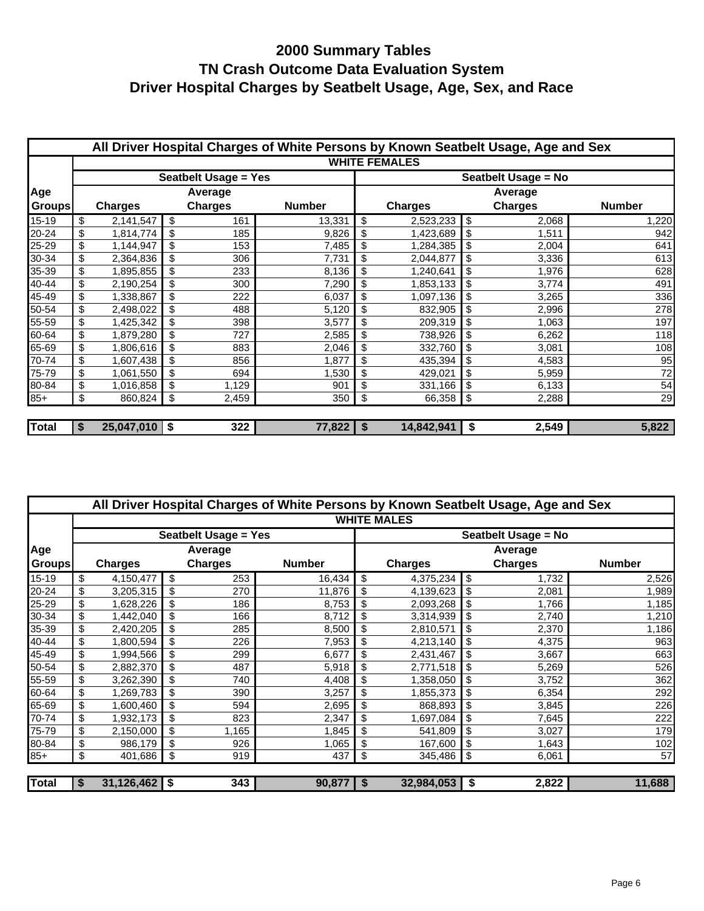# 2000 Summary Tables
# TN Crash Outcome Data Evaluation System
# Driver Hospital Charges by Seatbelt Usage, Age, Sex, and Race

**All Driver Hospital Charges of White Persons by Known Seatbelt Usage, Age and Sex**

| | WHITE FEMALES | | | | | |
|---|---|---|---|---|---|---|
| | Seatbelt Usage = Yes | | | Seatbelt Usage = No | | |
| Age Groups | Charges | Average Charges | Number | Charges | Average Charges | Number |
| 15-19 | $ 2,141,547 | $ 161 | 13,331 | $ 2,523,233 | $ 2,068 | 1,220 |
| 20-24 | $ 1,814,774 | $ 185 | 9,826 | $ 1,423,689 | $ 1,511 | 942 |
| 25-29 | $ 1,144,947 | $ 153 | 7,485 | $ 1,284,385 | $ 2,004 | 641 |
| 30-34 | $ 2,364,836 | $ 306 | 7,731 | $ 2,044,877 | $ 3,336 | 613 |
| 35-39 | $ 1,895,855 | $ 233 | 8,136 | $ 1,240,641 | $ 1,976 | 628 |
| 40-44 | $ 2,190,254 | $ 300 | 7,290 | $ 1,853,133 | $ 3,774 | 491 |
| 45-49 | $ 1,338,867 | $ 222 | 6,037 | $ 1,097,136 | $ 3,265 | 336 |
| 50-54 | $ 2,498,022 | $ 488 | 5,120 | $ 832,905 | $ 2,996 | 278 |
| 55-59 | $ 1,425,342 | $ 398 | 3,577 | $ 209,319 | $ 1,063 | 197 |
| 60-64 | $ 1,879,280 | $ 727 | 2,585 | $ 738,926 | $ 6,262 | 118 |
| 65-69 | $ 1,806,616 | $ 883 | 2,046 | $ 332,760 | $ 3,081 | 108 |
| 70-74 | $ 1,607,438 | $ 856 | 1,877 | $ 435,394 | $ 4,583 | 95 |
| 75-79 | $ 1,061,550 | $ 694 | 1,530 | $ 429,021 | $ 5,959 | 72 |
| 80-84 | $ 1,016,858 | $ 1,129 | 901 | $ 331,166 | $ 6,133 | 54 |
| 85+ | $ 860,824 | $ 2,459 | 350 | $ 66,358 | $ 2,288 | 29 |
| **Total** | **$ 25,047,010** | **$ 322** | **77,822** | **$ 14,842,941** | **$ 2,549** | **5,822** |

**All Driver Hospital Charges of White Persons by Known Seatbelt Usage, Age and Sex**

| | WHITE MALES | | | | | |
|---|---|---|---|---|---|---|
| | Seatbelt Usage = Yes | | | Seatbelt Usage = No | | |
| Age Groups | Charges | Average Charges | Number | Charges | Average Charges | Number |
| 15-19 | $ 4,150,477 | $ 253 | 16,434 | $ 4,375,234 | $ 1,732 | 2,526 |
| 20-24 | $ 3,205,315 | $ 270 | 11,876 | $ 4,139,623 | $ 2,081 | 1,989 |
| 25-29 | $ 1,628,226 | $ 186 | 8,753 | $ 2,093,268 | $ 1,766 | 1,185 |
| 30-34 | $ 1,442,040 | $ 166 | 8,712 | $ 3,314,939 | $ 2,740 | 1,210 |
| 35-39 | $ 2,420,205 | $ 285 | 8,500 | $ 2,810,571 | $ 2,370 | 1,186 |
| 40-44 | $ 1,800,594 | $ 226 | 7,953 | $ 4,213,140 | $ 4,375 | 963 |
| 45-49 | $ 1,994,566 | $ 299 | 6,677 | $ 2,431,467 | $ 3,667 | 663 |
| 50-54 | $ 2,882,370 | $ 487 | 5,918 | $ 2,771,518 | $ 5,269 | 526 |
| 55-59 | $ 3,262,390 | $ 740 | 4,408 | $ 1,358,050 | $ 3,752 | 362 |
| 60-64 | $ 1,269,783 | $ 390 | 3,257 | $ 1,855,373 | $ 6,354 | 292 |
| 65-69 | $ 1,600,460 | $ 594 | 2,695 | $ 868,893 | $ 3,845 | 226 |
| 70-74 | $ 1,932,173 | $ 823 | 2,347 | $ 1,697,084 | $ 7,645 | 222 |
| 75-79 | $ 2,150,000 | $ 1,165 | 1,845 | $ 541,809 | $ 3,027 | 179 |
| 80-84 | $ 986,179 | $ 926 | 1,065 | $ 167,600 | $ 1,643 | 102 |
| 85+ | $ 401,686 | $ 919 | 437 | $ 345,486 | $ 6,061 | 57 |
| **Total** | **$ 31,126,462** | **$ 343** | **90,877** | **$ 32,984,053** | **$ 2,822** | **11,688** |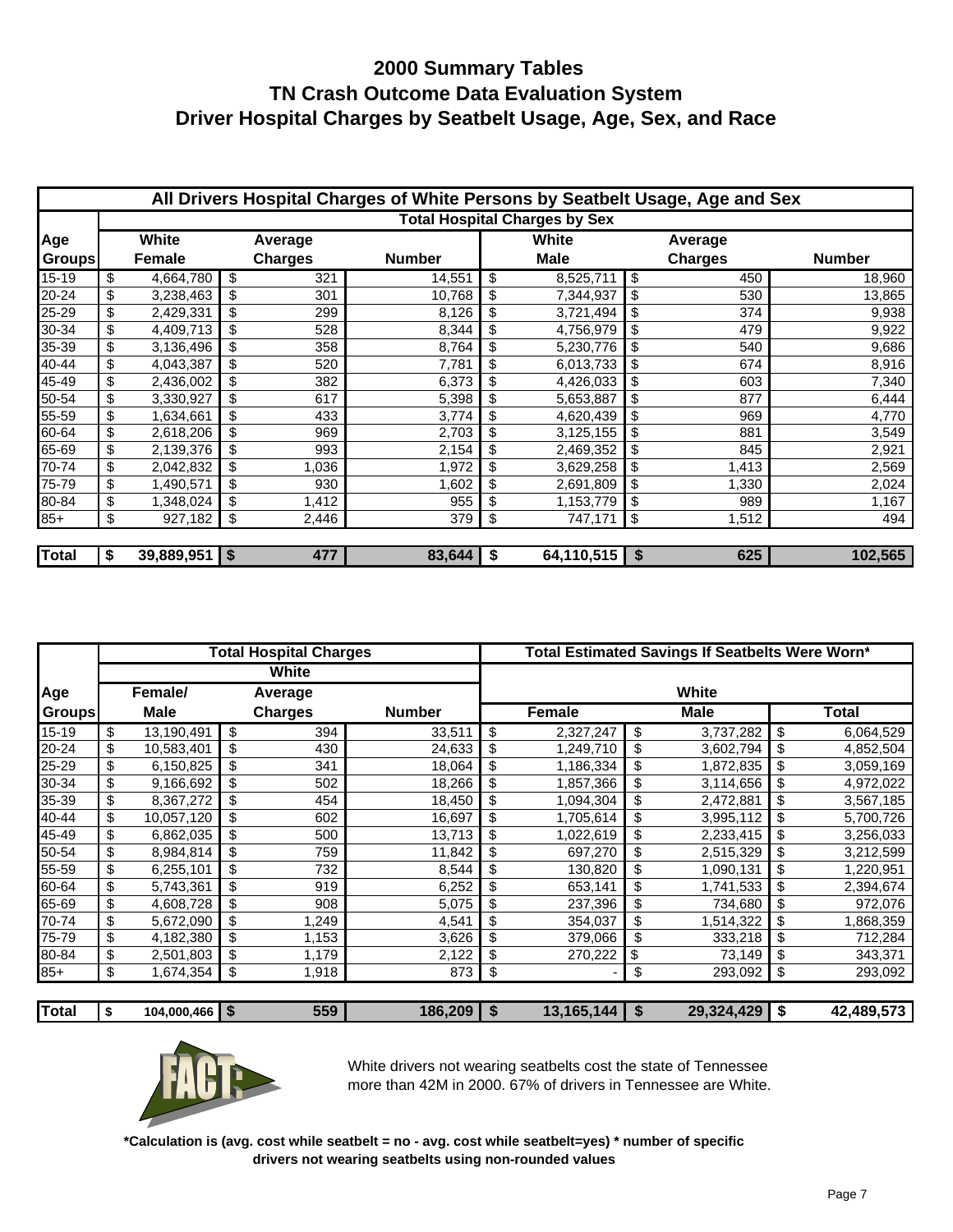# 2000 Summary Tables
# TN Crash Outcome Data Evaluation System
# Driver Hospital Charges by Seatbelt Usage, Age, Sex, and Race

**All Drivers Hospital Charges of White Persons by Seatbelt Usage, Age and Sex**

| | Total Hospital Charges by Sex | | | | | |
|---|---|---|---|---|---|---|
| Age Groups | White Female | Average Charges | Number | White Male | Average Charges | Number |
| 15-19 | $ 4,664,780 | $ 321 | 14,551 | $ 8,525,711 | $ 450 | 18,960 |
| 20-24 | $ 3,238,463 | $ 301 | 10,768 | $ 7,344,937 | $ 530 | 13,865 |
| 25-29 | $ 2,429,331 | $ 299 | 8,126 | $ 3,721,494 | $ 374 | 9,938 |
| 30-34 | $ 4,409,713 | $ 528 | 8,344 | $ 4,756,979 | $ 479 | 9,922 |
| 35-39 | $ 3,136,496 | $ 358 | 8,764 | $ 5,230,776 | $ 540 | 9,686 |
| 40-44 | $ 4,043,387 | $ 520 | 7,781 | $ 6,013,733 | $ 674 | 8,916 |
| 45-49 | $ 2,436,002 | $ 382 | 6,373 | $ 4,426,033 | $ 603 | 7,340 |
| 50-54 | $ 3,330,927 | $ 617 | 5,398 | $ 5,653,887 | $ 877 | 6,444 |
| 55-59 | $ 1,634,661 | $ 433 | 3,774 | $ 4,620,439 | $ 969 | 4,770 |
| 60-64 | $ 2,618,206 | $ 969 | 2,703 | $ 3,125,155 | $ 881 | 3,549 |
| 65-69 | $ 2,139,376 | $ 993 | 2,154 | $ 2,469,352 | $ 845 | 2,921 |
| 70-74 | $ 2,042,832 | $ 1,036 | 1,972 | $ 3,629,258 | $ 1,413 | 2,569 |
| 75-79 | $ 1,490,571 | $ 930 | 1,602 | $ 2,691,809 | $ 1,330 | 2,024 |
| 80-84 | $ 1,348,024 | $ 1,412 | 955 | $ 1,153,779 | $ 989 | 1,167 |
| 85+ | $ 927,182 | $ 2,446 | 379 | $ 747,171 | $ 1,512 | 494 |
| **Total** | **$ 39,889,951** | **$ 477** | **83,644** | **$ 64,110,515** | **$ 625** | **102,565** |

| | Total Hospital Charges | | | Total Estimated Savings If Seatbelts Were Worn* | | |
|---|---|---|---|---|---|---|
| | White | | | White | | |
| Age Groups | Female/ Male | Average Charges | Number | Female | Male | Total |
| 15-19 | $ 13,190,491 | $ 394 | 33,511 | $ 2,327,247 | $ 3,737,282 | $ 6,064,529 |
| 20-24 | $ 10,583,401 | $ 430 | 24,633 | $ 1,249,710 | $ 3,602,794 | $ 4,852,504 |
| 25-29 | $ 6,150,825 | $ 341 | 18,064 | $ 1,186,334 | $ 1,872,835 | $ 3,059,169 |
| 30-34 | $ 9,166,692 | $ 502 | 18,266 | $ 1,857,366 | $ 3,114,656 | $ 4,972,022 |
| 35-39 | $ 8,367,272 | $ 454 | 18,450 | $ 1,094,304 | $ 2,472,881 | $ 3,567,185 |
| 40-44 | $ 10,057,120 | $ 602 | 16,697 | $ 1,705,614 | $ 3,995,112 | $ 5,700,726 |
| 45-49 | $ 6,862,035 | $ 500 | 13,713 | $ 1,022,619 | $ 2,233,415 | $ 3,256,033 |
| 50-54 | $ 8,984,814 | $ 759 | 11,842 | $ 697,270 | $ 2,515,329 | $ 3,212,599 |
| 55-59 | $ 6,255,101 | $ 732 | 8,544 | $ 130,820 | $ 1,090,131 | $ 1,220,951 |
| 60-64 | $ 5,743,361 | $ 919 | 6,252 | $ 653,141 | $ 1,741,533 | $ 2,394,674 |
| 65-69 | $ 4,608,728 | $ 908 | 5,075 | $ 237,396 | $ 734,680 | $ 972,076 |
| 70-74 | $ 5,672,090 | $ 1,249 | 4,541 | $ 354,037 | $ 1,514,322 | $ 1,868,359 |
| 75-79 | $ 4,182,380 | $ 1,153 | 3,626 | $ 379,066 | $ 333,218 | $ 712,284 |
| 80-84 | $ 2,501,803 | $ 1,179 | 2,122 | $ 270,222 | $ 73,149 | $ 343,371 |
| 85+ | $ 1,674,354 | $ 1,918 | 873 | $ - | $ 293,092 | $ 293,092 |
| **Total** | **$ 104,000,466** | **$ 559** | **186,209** | **$ 13,165,144** | **$ 29,324,429** | **$ 42,489,573** |

FACT: White drivers not wearing seatbelts cost the state of Tennessee more than 42M in 2000. 67% of drivers in Tennessee are White.

***Calculation is (avg. cost while seatbelt = no - avg. cost while seatbelt=yes) * number of specific drivers not wearing seatbelts using non-rounded values**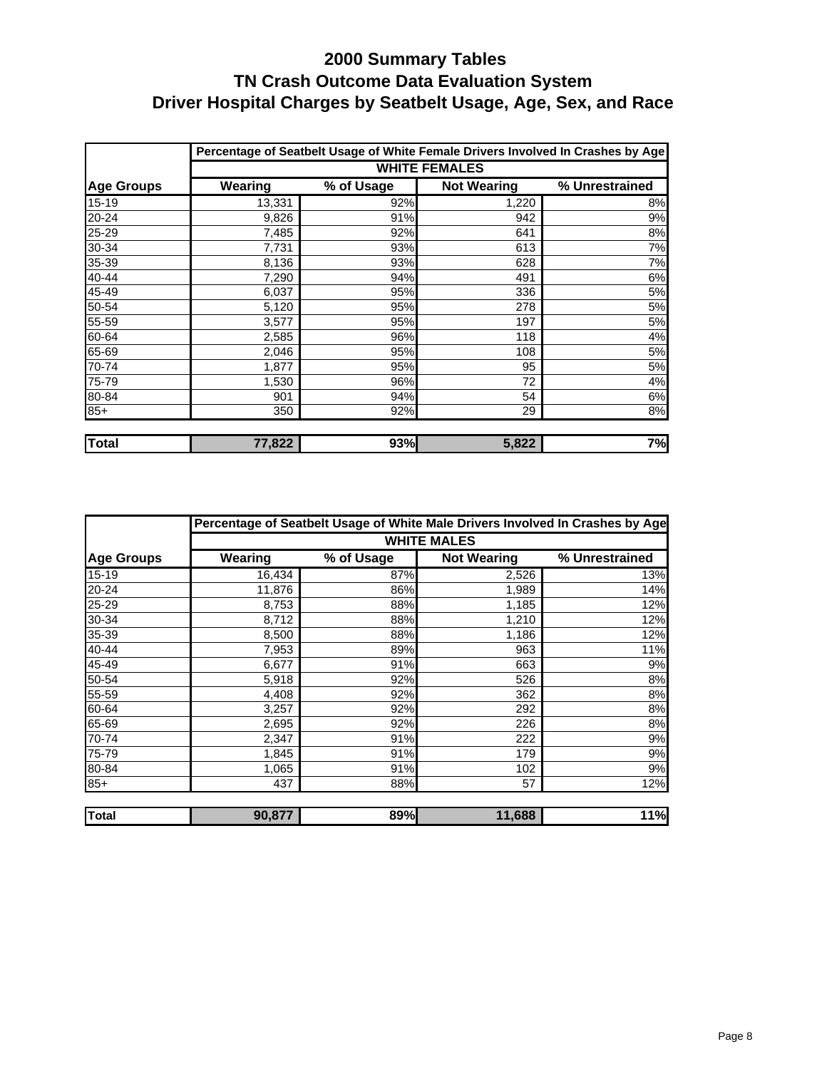# 2000 Summary Tables
# TN Crash Outcome Data Evaluation System
# Driver Hospital Charges by Seatbelt Usage, Age, Sex, and Race

| | Percentage of Seatbelt Usage of White Female Drivers Involved In Crashes by Age | | | |
|---|---|---|---|---|
| | WHITE FEMALES | | | |
| Age Groups | Wearing | % of Usage | Not Wearing | % Unrestrained |
| 15-19 | 13,331 | 92% | 1,220 | 8% |
| 20-24 | 9,826 | 91% | 942 | 9% |
| 25-29 | 7,485 | 92% | 641 | 8% |
| 30-34 | 7,731 | 93% | 613 | 7% |
| 35-39 | 8,136 | 93% | 628 | 7% |
| 40-44 | 7,290 | 94% | 491 | 6% |
| 45-49 | 6,037 | 95% | 336 | 5% |
| 50-54 | 5,120 | 95% | 278 | 5% |
| 55-59 | 3,577 | 95% | 197 | 5% |
| 60-64 | 2,585 | 96% | 118 | 4% |
| 65-69 | 2,046 | 95% | 108 | 5% |
| 70-74 | 1,877 | 95% | 95 | 5% |
| 75-79 | 1,530 | 96% | 72 | 4% |
| 80-84 | 901 | 94% | 54 | 6% |
| 85+ | 350 | 92% | 29 | 8% |
| **Total** | **77,822** | **93%** | **5,822** | **7%** |

| | Percentage of Seatbelt Usage of White Male Drivers Involved In Crashes by Age | | | |
|---|---|---|---|---|
| | WHITE MALES | | | |
| Age Groups | Wearing | % of Usage | Not Wearing | % Unrestrained |
| 15-19 | 16,434 | 87% | 2,526 | 13% |
| 20-24 | 11,876 | 86% | 1,989 | 14% |
| 25-29 | 8,753 | 88% | 1,185 | 12% |
| 30-34 | 8,712 | 88% | 1,210 | 12% |
| 35-39 | 8,500 | 88% | 1,186 | 12% |
| 40-44 | 7,953 | 89% | 963 | 11% |
| 45-49 | 6,677 | 91% | 663 | 9% |
| 50-54 | 5,918 | 92% | 526 | 8% |
| 55-59 | 4,408 | 92% | 362 | 8% |
| 60-64 | 3,257 | 92% | 292 | 8% |
| 65-69 | 2,695 | 92% | 226 | 8% |
| 70-74 | 2,347 | 91% | 222 | 9% |
| 75-79 | 1,845 | 91% | 179 | 9% |
| 80-84 | 1,065 | 91% | 102 | 9% |
| 85+ | 437 | 88% | 57 | 12% |
| **Total** | **90,877** | **89%** | **11,688** | **11%** |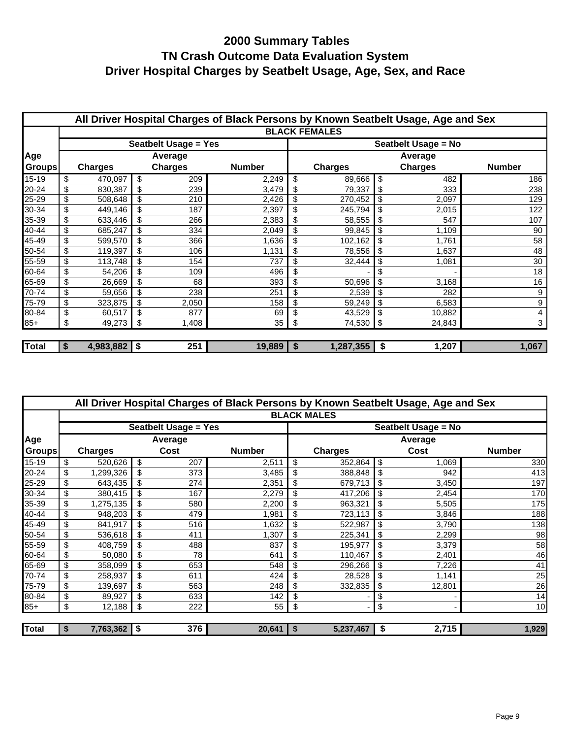# 2000 Summary Tables
# TN Crash Outcome Data Evaluation System
# Driver Hospital Charges by Seatbelt Usage, Age, Sex, and Race

| All Driver Hospital Charges of Black Persons by Known Seatbelt Usage, Age and Sex | | | | | | |
|---|---|---|---|---|---|---|
| | BLACK FEMALES | | | | | |
| | Seatbelt Usage = Yes | | | Seatbelt Usage = No | | |
| Age Groups | Charges | Average Charges | Number | Charges | Average Charges | Number |
| 15-19 | $ 470,097 | $ 209 | 2,249 | $ 89,666 | $ 482 | 186 |
| 20-24 | $ 830,387 | $ 239 | 3,479 | $ 79,337 | $ 333 | 238 |
| 25-29 | $ 508,648 | $ 210 | 2,426 | $ 270,452 | $ 2,097 | 129 |
| 30-34 | $ 449,146 | $ 187 | 2,397 | $ 245,794 | $ 2,015 | 122 |
| 35-39 | $ 633,446 | $ 266 | 2,383 | $ 58,555 | $ 547 | 107 |
| 40-44 | $ 685,247 | $ 334 | 2,049 | $ 99,845 | $ 1,109 | 90 |
| 45-49 | $ 599,570 | $ 366 | 1,636 | $ 102,162 | $ 1,761 | 58 |
| 50-54 | $ 119,397 | $ 106 | 1,131 | $ 78,556 | $ 1,637 | 48 |
| 55-59 | $ 113,748 | $ 154 | 737 | $ 32,444 | $ 1,081 | 30 |
| 60-64 | $ 54,206 | $ 109 | 496 | $ - | $ - | 18 |
| 65-69 | $ 26,669 | $ 68 | 393 | $ 50,696 | $ 3,168 | 16 |
| 70-74 | $ 59,656 | $ 238 | 251 | $ 2,539 | $ 282 | 9 |
| 75-79 | $ 323,875 | $ 2,050 | 158 | $ 59,249 | $ 6,583 | 9 |
| 80-84 | $ 60,517 | $ 877 | 69 | $ 43,529 | $ 10,882 | 4 |
| 85+ | $ 49,273 | $ 1,408 | 35 | $ 74,530 | $ 24,843 | 3 |
| **Total** | **$ 4,983,882** | **$ 251** | **19,889** | **$ 1,287,355** | **$ 1,207** | **1,067** |

| All Driver Hospital Charges of Black Persons by Known Seatbelt Usage, Age and Sex | | | | | | |
|---|---|---|---|---|---|---|
| | BLACK MALES | | | | | |
| | Seatbelt Usage = Yes | | | Seatbelt Usage = No | | |
| Age Groups | Charges | Average Cost | Number | Charges | Average Cost | Number |
| 15-19 | $ 520,626 | $ 207 | 2,511 | $ 352,864 | $ 1,069 | 330 |
| 20-24 | $ 1,299,326 | $ 373 | 3,485 | $ 388,848 | $ 942 | 413 |
| 25-29 | $ 643,435 | $ 274 | 2,351 | $ 679,713 | $ 3,450 | 197 |
| 30-34 | $ 380,415 | $ 167 | 2,279 | $ 417,206 | $ 2,454 | 170 |
| 35-39 | $ 1,275,135 | $ 580 | 2,200 | $ 963,321 | $ 5,505 | 175 |
| 40-44 | $ 948,203 | $ 479 | 1,981 | $ 723,113 | $ 3,846 | 188 |
| 45-49 | $ 841,917 | $ 516 | 1,632 | $ 522,987 | $ 3,790 | 138 |
| 50-54 | $ 536,618 | $ 411 | 1,307 | $ 225,341 | $ 2,299 | 98 |
| 55-59 | $ 408,759 | $ 488 | 837 | $ 195,977 | $ 3,379 | 58 |
| 60-64 | $ 50,080 | $ 78 | 641 | $ 110,467 | $ 2,401 | 46 |
| 65-69 | $ 358,099 | $ 653 | 548 | $ 296,266 | $ 7,226 | 41 |
| 70-74 | $ 258,937 | $ 611 | 424 | $ 28,528 | $ 1,141 | 25 |
| 75-79 | $ 139,697 | $ 563 | 248 | $ 332,835 | $ 12,801 | 26 |
| 80-84 | $ 89,927 | $ 633 | 142 | $ - | $ - | 14 |
| 85+ | $ 12,188 | $ 222 | 55 | $ - | $ - | 10 |
| **Total** | **$ 7,763,362** | **$ 376** | **20,641** | **$ 5,237,467** | **$ 2,715** | **1,929** |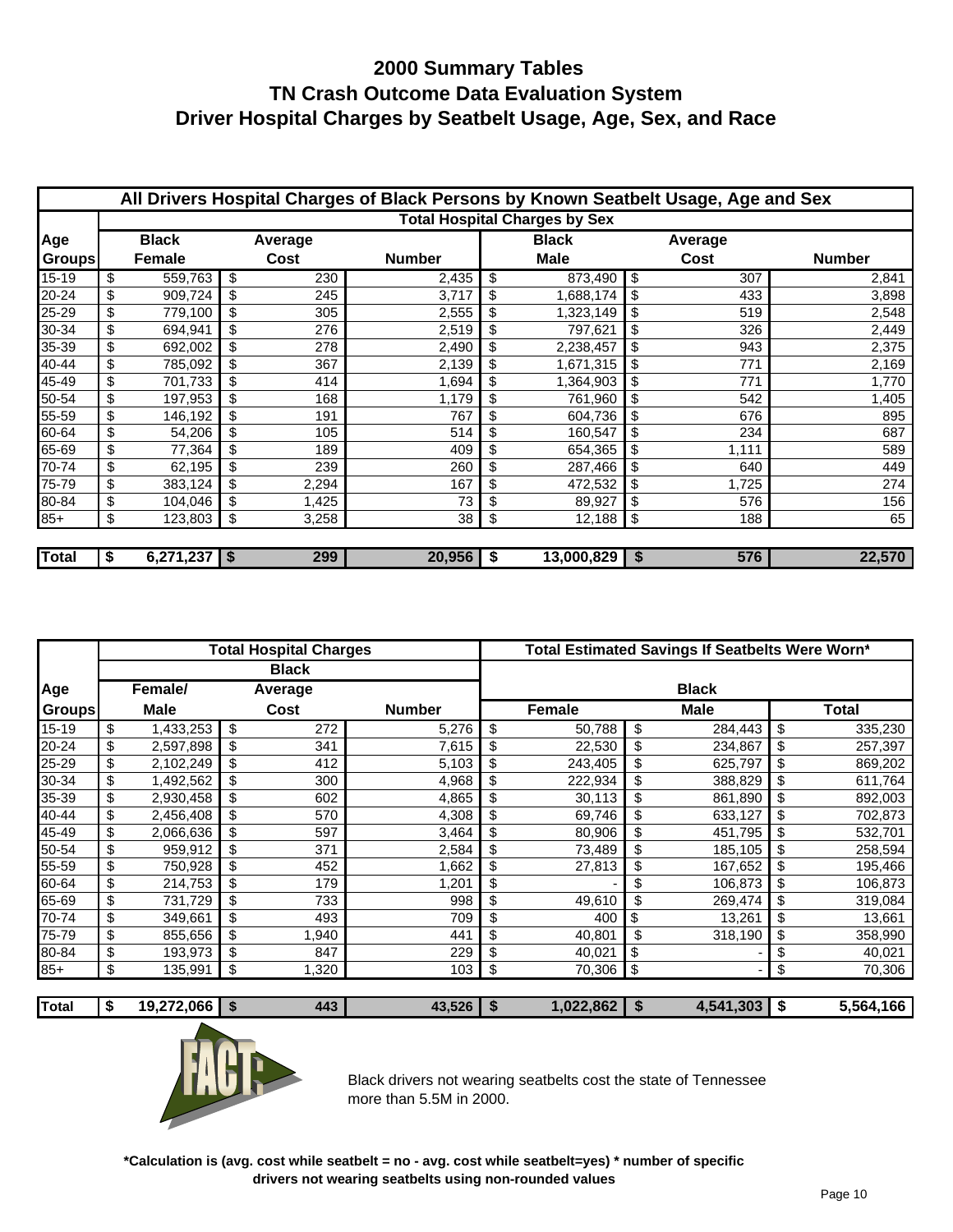# 2000 Summary Tables
# TN Crash Outcome Data Evaluation System
# Driver Hospital Charges by Seatbelt Usage, Age, Sex, and Race

| All Drivers Hospital Charges of Black Persons by Known Seatbelt Usage, Age and Sex | | | | | | |
|---|---|---|---|---|---|---|
| | Total Hospital Charges by Sex | | | | | |
| Age Groups | Black Female | Average Cost | Number | Black Male | Average Cost | Number |
| 15-19 | $ 559,763 | $ 230 | 2,435 | $ 873,490 | $ 307 | 2,841 |
| 20-24 | $ 909,724 | $ 245 | 3,717 | $ 1,688,174 | $ 433 | 3,898 |
| 25-29 | $ 779,100 | $ 305 | 2,555 | $ 1,323,149 | $ 519 | 2,548 |
| 30-34 | $ 694,941 | $ 276 | 2,519 | $ 797,621 | $ 326 | 2,449 |
| 35-39 | $ 692,002 | $ 278 | 2,490 | $ 2,238,457 | $ 943 | 2,375 |
| 40-44 | $ 785,092 | $ 367 | 2,139 | $ 1,671,315 | $ 771 | 2,169 |
| 45-49 | $ 701,733 | $ 414 | 1,694 | $ 1,364,903 | $ 771 | 1,770 |
| 50-54 | $ 197,953 | $ 168 | 1,179 | $ 761,960 | $ 542 | 1,405 |
| 55-59 | $ 146,192 | $ 191 | 767 | $ 604,736 | $ 676 | 895 |
| 60-64 | $ 54,206 | $ 105 | 514 | $ 160,547 | $ 234 | 687 |
| 65-69 | $ 77,364 | $ 189 | 409 | $ 654,365 | $ 1,111 | 589 |
| 70-74 | $ 62,195 | $ 239 | 260 | $ 287,466 | $ 640 | 449 |
| 75-79 | $ 383,124 | $ 2,294 | 167 | $ 472,532 | $ 1,725 | 274 |
| 80-84 | $ 104,046 | $ 1,425 | 73 | $ 89,927 | $ 576 | 156 |
| 85+ | $ 123,803 | $ 3,258 | 38 | $ 12,188 | $ 188 | 65 |
| **Total** | **$ 6,271,237** | **$ 299** | **20,956** | **$ 13,000,829** | **$ 576** | **22,570** |

| | Total Hospital Charges | | | Total Estimated Savings If Seatbelts Were Worn* | | |
|---|---|---|---|---|---|---|
| | Black | | | Black | | |
| Age Groups | Female/ Male | Average Cost | Number | Female | Male | Total |
| 15-19 | $ 1,433,253 | $ 272 | 5,276 | $ 50,788 | $ 284,443 | $ 335,230 |
| 20-24 | $ 2,597,898 | $ 341 | 7,615 | $ 22,530 | $ 234,867 | $ 257,397 |
| 25-29 | $ 2,102,249 | $ 412 | 5,103 | $ 243,405 | $ 625,797 | $ 869,202 |
| 30-34 | $ 1,492,562 | $ 300 | 4,968 | $ 222,934 | $ 388,829 | $ 611,764 |
| 35-39 | $ 2,930,458 | $ 602 | 4,865 | $ 30,113 | $ 861,890 | $ 892,003 |
| 40-44 | $ 2,456,408 | $ 570 | 4,308 | $ 69,746 | $ 633,127 | $ 702,873 |
| 45-49 | $ 2,066,636 | $ 597 | 3,464 | $ 80,906 | $ 451,795 | $ 532,701 |
| 50-54 | $ 959,912 | $ 371 | 2,584 | $ 73,489 | $ 185,105 | $ 258,594 |
| 55-59 | $ 750,928 | $ 452 | 1,662 | $ 27,813 | $ 167,652 | $ 195,466 |
| 60-64 | $ 214,753 | $ 179 | 1,201 | $ - | $ 106,873 | $ 106,873 |
| 65-69 | $ 731,729 | $ 733 | 998 | $ 49,610 | $ 269,474 | $ 319,084 |
| 70-74 | $ 349,661 | $ 493 | 709 | $ 400 | $ 13,261 | $ 13,661 |
| 75-79 | $ 855,656 | $ 1,940 | 441 | $ 40,801 | $ 318,190 | $ 358,990 |
| 80-84 | $ 193,973 | $ 847 | 229 | $ 40,021 | $ - | $ 40,021 |
| 85+ | $ 135,991 | $ 1,320 | 103 | $ 70,306 | $ - | $ 70,306 |
| **Total** | **$ 19,272,066** | **$ 443** | **43,526** | **$ 1,022,862** | **$ 4,541,303** | **$ 5,564,166** |

FACT: Black drivers not wearing seatbelts cost the state of Tennessee more than 5.5M in 2000.

***Calculation is (avg. cost while seatbelt = no - avg. cost while seatbelt=yes) * number of specific drivers not wearing seatbelts using non-rounded values**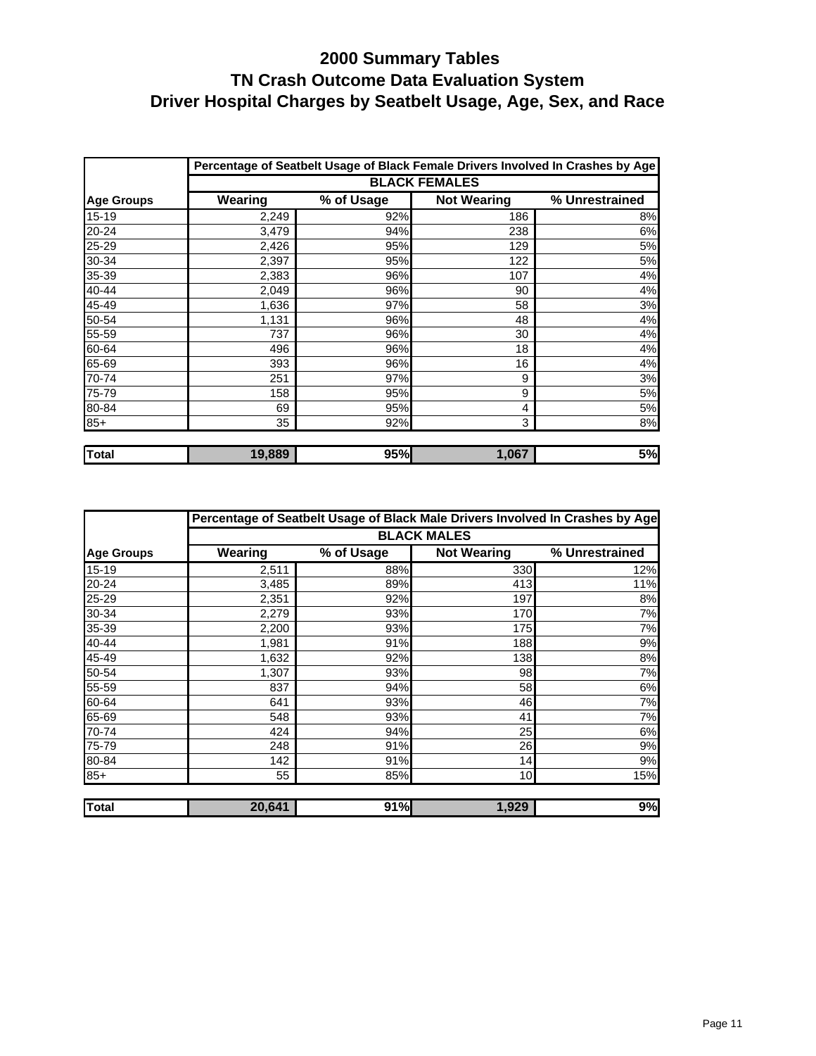# 2000 Summary Tables
# TN Crash Outcome Data Evaluation System
# Driver Hospital Charges by Seatbelt Usage, Age, Sex, and Race

| | Percentage of Seatbelt Usage of Black Female Drivers Involved In Crashes by Age | | | |
|---|---|---|---|---|
| | BLACK FEMALES | | | |
| **Age Groups** | **Wearing** | **% of Usage** | **Not Wearing** | **% Unrestrained** |
| 15-19 | 2,249 | 92% | 186 | 8% |
| 20-24 | 3,479 | 94% | 238 | 6% |
| 25-29 | 2,426 | 95% | 129 | 5% |
| 30-34 | 2,397 | 95% | 122 | 5% |
| 35-39 | 2,383 | 96% | 107 | 4% |
| 40-44 | 2,049 | 96% | 90 | 4% |
| 45-49 | 1,636 | 97% | 58 | 3% |
| 50-54 | 1,131 | 96% | 48 | 4% |
| 55-59 | 737 | 96% | 30 | 4% |
| 60-64 | 496 | 96% | 18 | 4% |
| 65-69 | 393 | 96% | 16 | 4% |
| 70-74 | 251 | 97% | 9 | 3% |
| 75-79 | 158 | 95% | 9 | 5% |
| 80-84 | 69 | 95% | 4 | 5% |
| 85+ | 35 | 92% | 3 | 8% |
| **Total** | **19,889** | **95%** | **1,067** | **5%** |

| | Percentage of Seatbelt Usage of Black Male Drivers Involved In Crashes by Age | | | |
|---|---|---|---|---|
| | BLACK MALES | | | |
| **Age Groups** | **Wearing** | **% of Usage** | **Not Wearing** | **% Unrestrained** |
| 15-19 | 2,511 | 88% | 330 | 12% |
| 20-24 | 3,485 | 89% | 413 | 11% |
| 25-29 | 2,351 | 92% | 197 | 8% |
| 30-34 | 2,279 | 93% | 170 | 7% |
| 35-39 | 2,200 | 93% | 175 | 7% |
| 40-44 | 1,981 | 91% | 188 | 9% |
| 45-49 | 1,632 | 92% | 138 | 8% |
| 50-54 | 1,307 | 93% | 98 | 7% |
| 55-59 | 837 | 94% | 58 | 6% |
| 60-64 | 641 | 93% | 46 | 7% |
| 65-69 | 548 | 93% | 41 | 7% |
| 70-74 | 424 | 94% | 25 | 6% |
| 75-79 | 248 | 91% | 26 | 9% |
| 80-84 | 142 | 91% | 14 | 9% |
| 85+ | 55 | 85% | 10 | 15% |
| **Total** | **20,641** | **91%** | **1,929** | **9%** |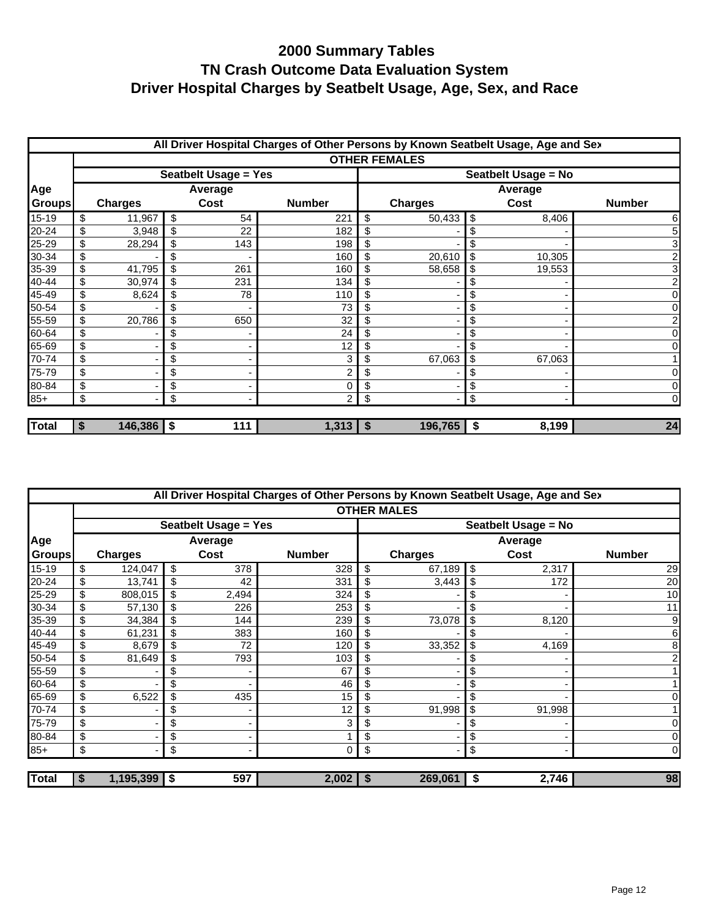# 2000 Summary Tables
# TN Crash Outcome Data Evaluation System
# Driver Hospital Charges by Seatbelt Usage, Age, Sex, and Race

| All Driver Hospital Charges of Other Persons by Known Seatbelt Usage, Age and Sex | | | | | | |
|---|---|---|---|---|---|---|
| | OTHER FEMALES | | | | | |
| | Seatbelt Usage = Yes | | | Seatbelt Usage = No | | |
| Age Groups | Charges | Average Cost | Number | Charges | Average Cost | Number |
| 15-19 | $ 11,967 | $ 54 | 221 | $ 50,433 | $ 8,406 | 6 |
| 20-24 | $ 3,948 | $ 22 | 182 | $ - | $ - | 5 |
| 25-29 | $ 28,294 | $ 143 | 198 | $ - | $ - | 3 |
| 30-34 | $ - | $ - | 160 | $ 20,610 | $ 10,305 | 2 |
| 35-39 | $ 41,795 | $ 261 | 160 | $ 58,658 | $ 19,553 | 3 |
| 40-44 | $ 30,974 | $ 231 | 134 | $ - | $ - | 2 |
| 45-49 | $ 8,624 | $ 78 | 110 | $ - | $ - | 0 |
| 50-54 | $ - | $ - | 73 | $ - | $ - | 0 |
| 55-59 | $ 20,786 | $ 650 | 32 | $ - | $ - | 2 |
| 60-64 | $ - | $ - | 24 | $ - | $ - | 0 |
| 65-69 | $ - | $ - | 12 | $ - | $ - | 0 |
| 70-74 | $ - | $ - | 3 | $ 67,063 | $ 67,063 | 1 |
| 75-79 | $ - | $ - | 2 | $ - | $ - | 0 |
| 80-84 | $ - | $ - | 0 | $ - | $ - | 0 |
| 85+ | $ - | $ - | 2 | $ - | $ - | 0 |
| **Total** | **$ 146,386** | **$ 111** | **1,313** | **$ 196,765** | **$ 8,199** | **24** |

| All Driver Hospital Charges of Other Persons by Known Seatbelt Usage, Age and Sex | | | | | | |
|---|---|---|---|---|---|---|
| | OTHER MALES | | | | | |
| | Seatbelt Usage = Yes | | | Seatbelt Usage = No | | |
| Age Groups | Charges | Average Cost | Number | Charges | Average Cost | Number |
| 15-19 | $ 124,047 | $ 378 | 328 | $ 67,189 | $ 2,317 | 29 |
| 20-24 | $ 13,741 | $ 42 | 331 | $ 3,443 | $ 172 | 20 |
| 25-29 | $ 808,015 | $ 2,494 | 324 | $ - | $ - | 10 |
| 30-34 | $ 57,130 | $ 226 | 253 | $ - | $ - | 11 |
| 35-39 | $ 34,384 | $ 144 | 239 | $ 73,078 | $ 8,120 | 9 |
| 40-44 | $ 61,231 | $ 383 | 160 | $ - | $ - | 6 |
| 45-49 | $ 8,679 | $ 72 | 120 | $ 33,352 | $ 4,169 | 8 |
| 50-54 | $ 81,649 | $ 793 | 103 | $ - | $ - | 2 |
| 55-59 | $ - | $ - | 67 | $ - | $ - | 1 |
| 60-64 | $ - | $ - | 46 | $ - | $ - | 1 |
| 65-69 | $ 6,522 | $ 435 | 15 | $ - | $ - | 0 |
| 70-74 | $ - | $ - | 12 | $ 91,998 | $ 91,998 | 1 |
| 75-79 | $ - | $ - | 3 | $ - | $ - | 0 |
| 80-84 | $ - | $ - | 1 | $ - | $ - | 0 |
| 85+ | $ - | $ - | 0 | $ - | $ - | 0 |
| **Total** | **$ 1,195,399** | **$ 597** | **2,002** | **$ 269,061** | **$ 2,746** | **98** |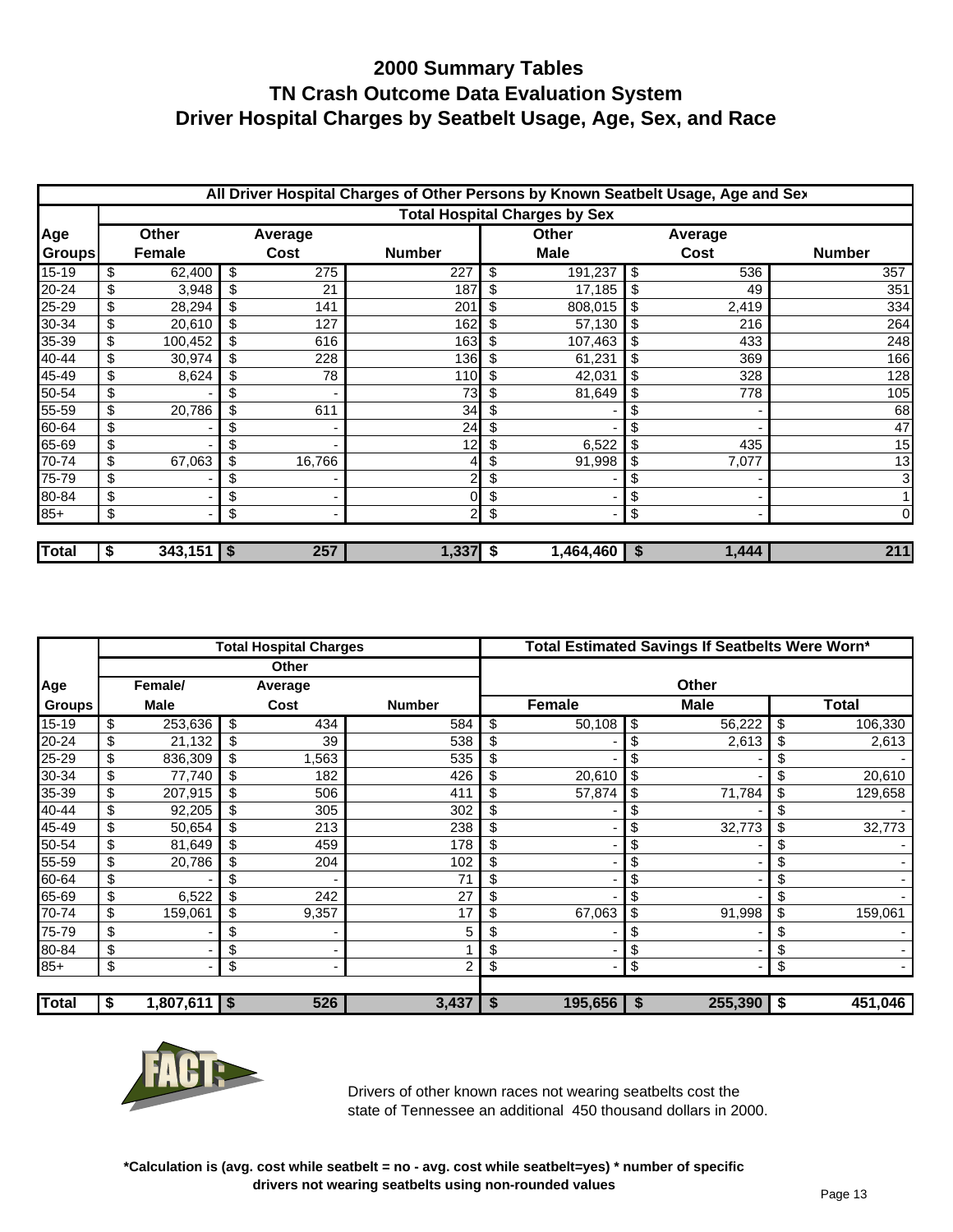# 2000 Summary Tables
# TN Crash Outcome Data Evaluation System
# Driver Hospital Charges by Seatbelt Usage, Age, Sex, and Race

| All Driver Hospital Charges of Other Persons by Known Seatbelt Usage, Age and Sex | | | | | | |
|---|---|---|---|---|---|---|
| | Total Hospital Charges by Sex | | | | | |
| Age Groups | Other Female | Average Cost | Number | Other Male | Average Cost | Number |
| 15-19 | $ 62,400 | $ 275 | 227 | $ 191,237 | $ 536 | 357 |
| 20-24 | $ 3,948 | $ 21 | 187 | $ 17,185 | $ 49 | 351 |
| 25-29 | $ 28,294 | $ 141 | 201 | $ 808,015 | $ 2,419 | 334 |
| 30-34 | $ 20,610 | $ 127 | 162 | $ 57,130 | $ 216 | 264 |
| 35-39 | $ 100,452 | $ 616 | 163 | $ 107,463 | $ 433 | 248 |
| 40-44 | $ 30,974 | $ 228 | 136 | $ 61,231 | $ 369 | 166 |
| 45-49 | $ 8,624 | $ 78 | 110 | $ 42,031 | $ 328 | 128 |
| 50-54 | $ - | $ - | 73 | $ 81,649 | $ 778 | 105 |
| 55-59 | $ 20,786 | $ 611 | 34 | $ - | $ - | 68 |
| 60-64 | $ - | $ - | 24 | $ - | $ - | 47 |
| 65-69 | $ - | $ - | 12 | $ 6,522 | $ 435 | 15 |
| 70-74 | $ 67,063 | $ 16,766 | 4 | $ 91,998 | $ 7,077 | 13 |
| 75-79 | $ - | $ - | 2 | $ - | $ - | 3 |
| 80-84 | $ - | $ - | 0 | $ - | $ - | 1 |
| 85+ | $ - | $ - | 2 | $ - | $ - | 0 |
| **Total** | **$ 343,151** | **$ 257** | **1,337** | **$ 1,464,460** | **$ 1,444** | **211** |

| | Total Hospital Charges | | | Total Estimated Savings If Seatbelts Were Worn* | | |
|---|---|---|---|---|---|---|
| Age Groups | Female/ Male | Other Average Cost | Number | Female | Other Male | Total |
| 15-19 | $ 253,636 | $ 434 | 584 | $ 50,108 | $ 56,222 | $ 106,330 |
| 20-24 | $ 21,132 | $ 39 | 538 | $ - | $ 2,613 | $ 2,613 |
| 25-29 | $ 836,309 | $ 1,563 | 535 | $ - | $ - | $ - |
| 30-34 | $ 77,740 | $ 182 | 426 | $ 20,610 | $ - | $ 20,610 |
| 35-39 | $ 207,915 | $ 506 | 411 | $ 57,874 | $ 71,784 | $ 129,658 |
| 40-44 | $ 92,205 | $ 305 | 302 | $ - | $ - | $ - |
| 45-49 | $ 50,654 | $ 213 | 238 | $ - | $ 32,773 | $ 32,773 |
| 50-54 | $ 81,649 | $ 459 | 178 | $ - | $ - | $ - |
| 55-59 | $ 20,786 | $ 204 | 102 | $ - | $ - | $ - |
| 60-64 | $ - | $ - | 71 | $ - | $ - | $ - |
| 65-69 | $ 6,522 | $ 242 | 27 | $ - | $ - | $ - |
| 70-74 | $ 159,061 | $ 9,357 | 17 | $ 67,063 | $ 91,998 | $ 159,061 |
| 75-79 | $ - | $ - | 5 | $ - | $ - | $ - |
| 80-84 | $ - | $ - | 1 | $ - | $ - | $ - |
| 85+ | $ - | $ - | 2 | $ - | $ - | $ - |
| **Total** | **$ 1,807,611** | **$ 526** | **3,437** | **$ 195,656** | **$ 255,390** | **$ 451,046** |

FACT:

Drivers of other known races not wearing seatbelts cost the state of Tennessee an additional 450 thousand dollars in 2000.

**\*Calculation is (avg. cost while seatbelt = no - avg. cost while seatbelt=yes) \* number of specific drivers not wearing seatbelts using non-rounded values**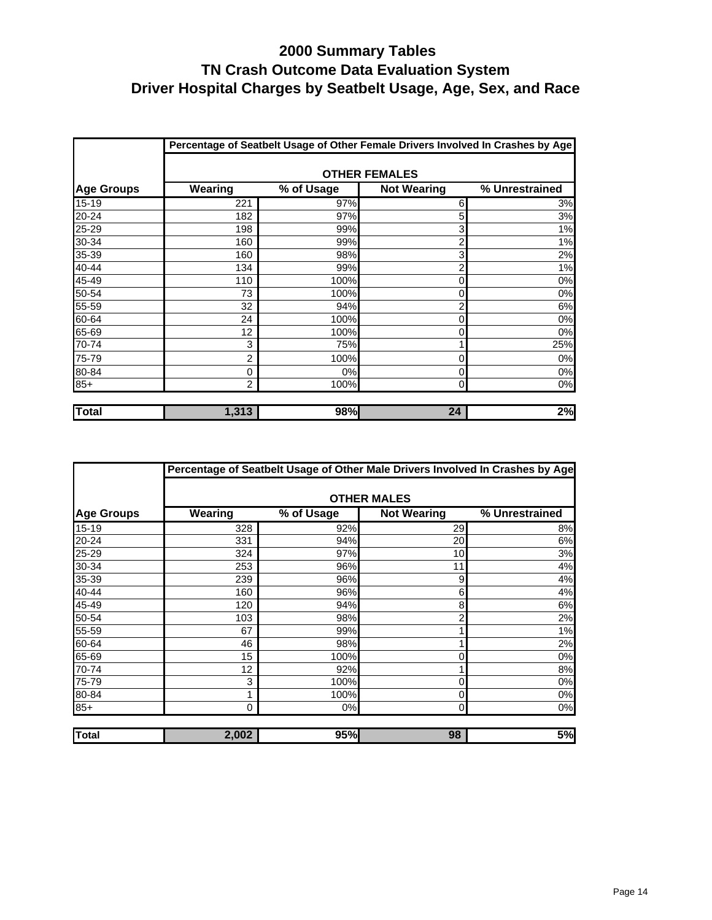# 2000 Summary Tables
# TN Crash Outcome Data Evaluation System
# Driver Hospital Charges by Seatbelt Usage, Age, Sex, and Race

| | Percentage of Seatbelt Usage of Other Female Drivers Involved In Crashes by Age | | | |
|---|---|---|---|---|
| | OTHER FEMALES | | | |
| Age Groups | Wearing | % of Usage | Not Wearing | % Unrestrained |
| 15-19 | 221 | 97% | 6 | 3% |
| 20-24 | 182 | 97% | 5 | 3% |
| 25-29 | 198 | 99% | 3 | 1% |
| 30-34 | 160 | 99% | 2 | 1% |
| 35-39 | 160 | 98% | 3 | 2% |
| 40-44 | 134 | 99% | 2 | 1% |
| 45-49 | 110 | 100% | 0 | 0% |
| 50-54 | 73 | 100% | 0 | 0% |
| 55-59 | 32 | 94% | 2 | 6% |
| 60-64 | 24 | 100% | 0 | 0% |
| 65-69 | 12 | 100% | 0 | 0% |
| 70-74 | 3 | 75% | 1 | 25% |
| 75-79 | 2 | 100% | 0 | 0% |
| 80-84 | 0 | 0% | 0 | 0% |
| 85+ | 2 | 100% | 0 | 0% |
| **Total** | **1,313** | **98%** | **24** | **2%** |

| | Percentage of Seatbelt Usage of Other Male Drivers Involved In Crashes by Age | | | |
|---|---|---|---|---|
| | OTHER MALES | | | |
| Age Groups | Wearing | % of Usage | Not Wearing | % Unrestrained |
| 15-19 | 328 | 92% | 29 | 8% |
| 20-24 | 331 | 94% | 20 | 6% |
| 25-29 | 324 | 97% | 10 | 3% |
| 30-34 | 253 | 96% | 11 | 4% |
| 35-39 | 239 | 96% | 9 | 4% |
| 40-44 | 160 | 96% | 6 | 4% |
| 45-49 | 120 | 94% | 8 | 6% |
| 50-54 | 103 | 98% | 2 | 2% |
| 55-59 | 67 | 99% | 1 | 1% |
| 60-64 | 46 | 98% | 1 | 2% |
| 65-69 | 15 | 100% | 0 | 0% |
| 70-74 | 12 | 92% | 1 | 8% |
| 75-79 | 3 | 100% | 0 | 0% |
| 80-84 | 1 | 100% | 0 | 0% |
| 85+ | 0 | 0% | 0 | 0% |
| **Total** | **2,002** | **95%** | **98** | **5%** |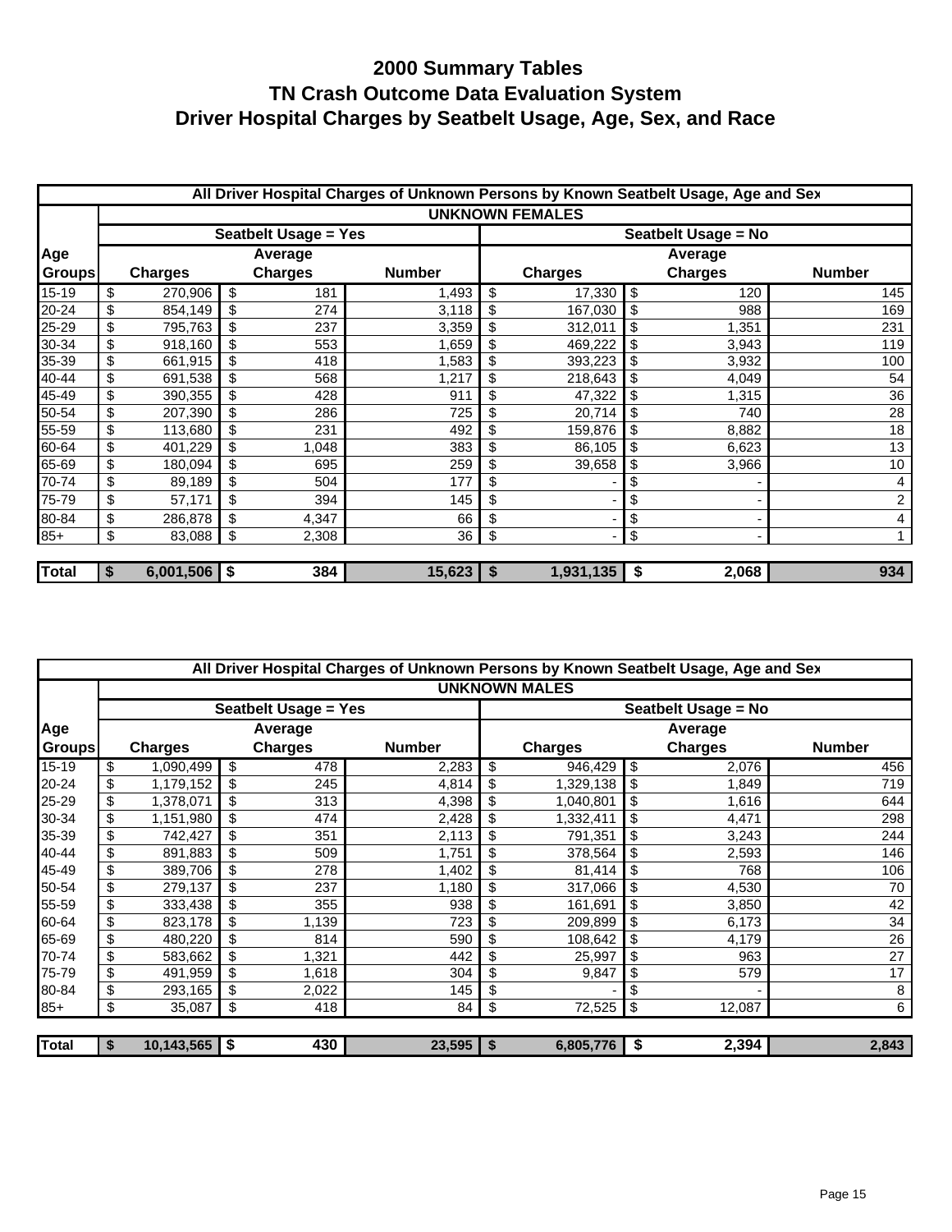# 2000 Summary Tables
# TN Crash Outcome Data Evaluation System
# Driver Hospital Charges by Seatbelt Usage, Age, Sex, and Race

| All Driver Hospital Charges of Unknown Persons by Known Seatbelt Usage, Age and Sex | | | | | | |
|---|---|---|---|---|---|---|
| | UNKNOWN FEMALES | | | | | |
| | Seatbelt Usage = Yes | | | Seatbelt Usage = No | | |
| Age Groups | Charges | Average Charges | Number | Charges | Average Charges | Number |
| 15-19 | $ 270,906 | $ 181 | 1,493 | $ 17,330 | $ 120 | 145 |
| 20-24 | $ 854,149 | $ 274 | 3,118 | $ 167,030 | $ 988 | 169 |
| 25-29 | $ 795,763 | $ 237 | 3,359 | $ 312,011 | $ 1,351 | 231 |
| 30-34 | $ 918,160 | $ 553 | 1,659 | $ 469,222 | $ 3,943 | 119 |
| 35-39 | $ 661,915 | $ 418 | 1,583 | $ 393,223 | $ 3,932 | 100 |
| 40-44 | $ 691,538 | $ 568 | 1,217 | $ 218,643 | $ 4,049 | 54 |
| 45-49 | $ 390,355 | $ 428 | 911 | $ 47,322 | $ 1,315 | 36 |
| 50-54 | $ 207,390 | $ 286 | 725 | $ 20,714 | $ 740 | 28 |
| 55-59 | $ 113,680 | $ 231 | 492 | $ 159,876 | $ 8,882 | 18 |
| 60-64 | $ 401,229 | $ 1,048 | 383 | $ 86,105 | $ 6,623 | 13 |
| 65-69 | $ 180,094 | $ 695 | 259 | $ 39,658 | $ 3,966 | 10 |
| 70-74 | $ 89,189 | $ 504 | 177 | $ - | $ - | 4 |
| 75-79 | $ 57,171 | $ 394 | 145 | $ - | $ - | 2 |
| 80-84 | $ 286,878 | $ 4,347 | 66 | $ - | $ - | 4 |
| 85+ | $ 83,088 | $ 2,308 | 36 | $ - | $ - | 1 |
| **Total** | **$ 6,001,506** | **$ 384** | **15,623** | **$ 1,931,135** | **$ 2,068** | **934** |

| All Driver Hospital Charges of Unknown Persons by Known Seatbelt Usage, Age and Sex | | | | | | |
|---|---|---|---|---|---|---|
| | UNKNOWN MALES | | | | | |
| | Seatbelt Usage = Yes | | | Seatbelt Usage = No | | |
| Age Groups | Charges | Average Charges | Number | Charges | Average Charges | Number |
| 15-19 | $ 1,090,499 | $ 478 | 2,283 | $ 946,429 | $ 2,076 | 456 |
| 20-24 | $ 1,179,152 | $ 245 | 4,814 | $ 1,329,138 | $ 1,849 | 719 |
| 25-29 | $ 1,378,071 | $ 313 | 4,398 | $ 1,040,801 | $ 1,616 | 644 |
| 30-34 | $ 1,151,980 | $ 474 | 2,428 | $ 1,332,411 | $ 4,471 | 298 |
| 35-39 | $ 742,427 | $ 351 | 2,113 | $ 791,351 | $ 3,243 | 244 |
| 40-44 | $ 891,883 | $ 509 | 1,751 | $ 378,564 | $ 2,593 | 146 |
| 45-49 | $ 389,706 | $ 278 | 1,402 | $ 81,414 | $ 768 | 106 |
| 50-54 | $ 279,137 | $ 237 | 1,180 | $ 317,066 | $ 4,530 | 70 |
| 55-59 | $ 333,438 | $ 355 | 938 | $ 161,691 | $ 3,850 | 42 |
| 60-64 | $ 823,178 | $ 1,139 | 723 | $ 209,899 | $ 6,173 | 34 |
| 65-69 | $ 480,220 | $ 814 | 590 | $ 108,642 | $ 4,179 | 26 |
| 70-74 | $ 583,662 | $ 1,321 | 442 | $ 25,997 | $ 963 | 27 |
| 75-79 | $ 491,959 | $ 1,618 | 304 | $ 9,847 | $ 579 | 17 |
| 80-84 | $ 293,165 | $ 2,022 | 145 | $ - | $ - | 8 |
| 85+ | $ 35,087 | $ 418 | 84 | $ 72,525 | $ 12,087 | 6 |
| **Total** | **$ 10,143,565** | **$ 430** | **23,595** | **$ 6,805,776** | **$ 2,394** | **2,843** |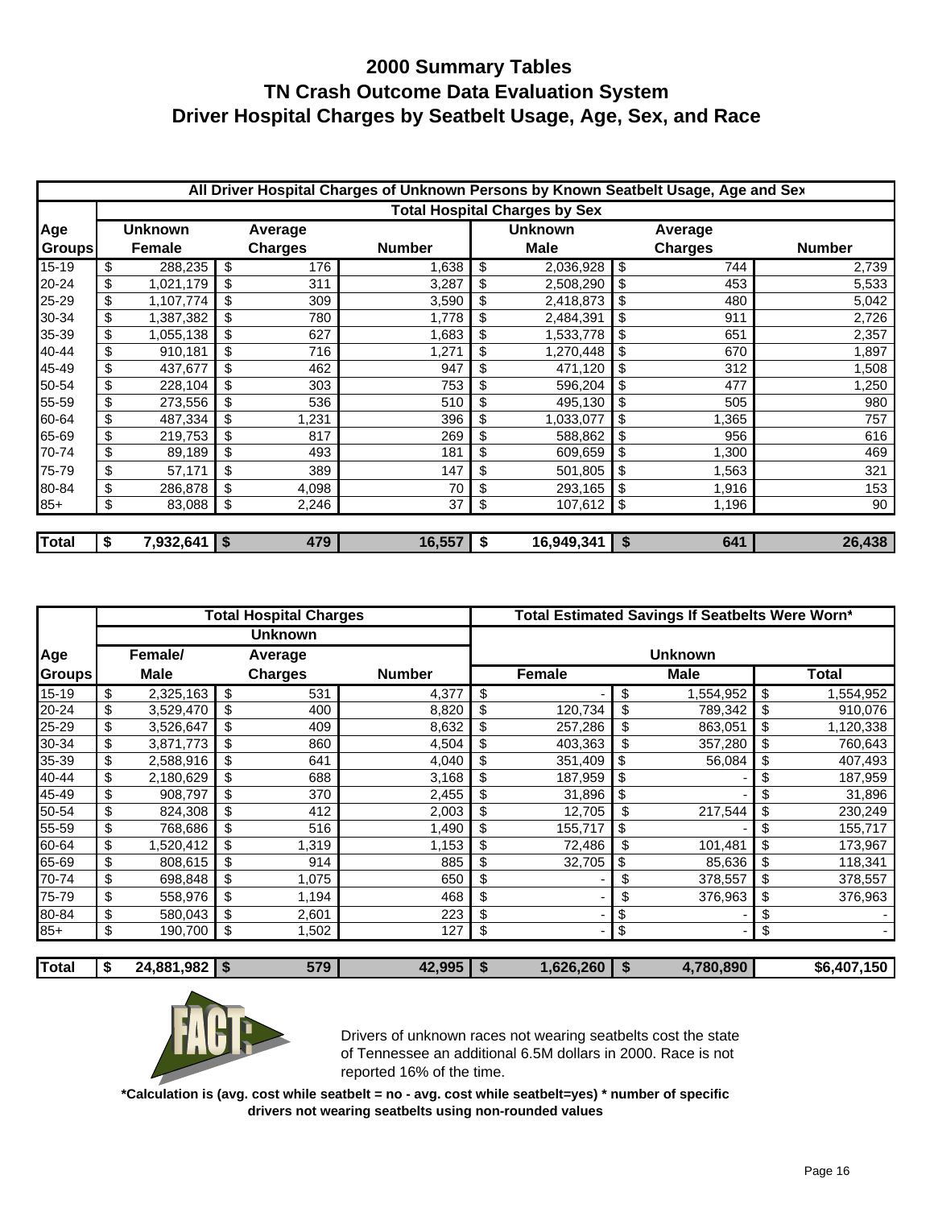# 2000 Summary Tables
# TN Crash Outcome Data Evaluation System
# Driver Hospital Charges by Seatbelt Usage, Age, Sex, and Race

| All Driver Hospital Charges of Unknown Persons by Known Seatbelt Usage, Age and Sex | | | | | | |
|---|---|---|---|---|---|---|
| | Total Hospital Charges by Sex | | | | | |
| Age Groups | Unknown Female | Average Charges | Number | Unknown Male | Average Charges | Number |
| 15-19 | $ 288,235 | $ 176 | 1,638 | $ 2,036,928 | $ 744 | 2,739 |
| 20-24 | $ 1,021,179 | $ 311 | 3,287 | $ 2,508,290 | $ 453 | 5,533 |
| 25-29 | $ 1,107,774 | $ 309 | 3,590 | $ 2,418,873 | $ 480 | 5,042 |
| 30-34 | $ 1,387,382 | $ 780 | 1,778 | $ 2,484,391 | $ 911 | 2,726 |
| 35-39 | $ 1,055,138 | $ 627 | 1,683 | $ 1,533,778 | $ 651 | 2,357 |
| 40-44 | $ 910,181 | $ 716 | 1,271 | $ 1,270,448 | $ 670 | 1,897 |
| 45-49 | $ 437,677 | $ 462 | 947 | $ 471,120 | $ 312 | 1,508 |
| 50-54 | $ 228,104 | $ 303 | 753 | $ 596,204 | $ 477 | 1,250 |
| 55-59 | $ 273,556 | $ 536 | 510 | $ 495,130 | $ 505 | 980 |
| 60-64 | $ 487,334 | $ 1,231 | 396 | $ 1,033,077 | $ 1,365 | 757 |
| 65-69 | $ 219,753 | $ 817 | 269 | $ 588,862 | $ 956 | 616 |
| 70-74 | $ 89,189 | $ 493 | 181 | $ 609,659 | $ 1,300 | 469 |
| 75-79 | $ 57,171 | $ 389 | 147 | $ 501,805 | $ 1,563 | 321 |
| 80-84 | $ 286,878 | $ 4,098 | 70 | $ 293,165 | $ 1,916 | 153 |
| 85+ | $ 83,088 | $ 2,246 | 37 | $ 107,612 | $ 1,196 | 90 |
| **Total** | **$ 7,932,641** | **$ 479** | **16,557** | **$ 16,949,341** | **$ 641** | **26,438** |

| | Total Hospital Charges | | | Total Estimated Savings If Seatbelts Were Worn* | | |
|---|---|---|---|---|---|---|
| | Unknown | | | Unknown | | |
| Age Groups | Female/ Male | Average Charges | Number | Female | Male | Total |
| 15-19 | $ 2,325,163 | $ 531 | 4,377 | $ - | $ 1,554,952 | $ 1,554,952 |
| 20-24 | $ 3,529,470 | $ 400 | 8,820 | $ 120,734 | $ 789,342 | $ 910,076 |
| 25-29 | $ 3,526,647 | $ 409 | 8,632 | $ 257,286 | $ 863,051 | $ 1,120,338 |
| 30-34 | $ 3,871,773 | $ 860 | 4,504 | $ 403,363 | $ 357,280 | $ 760,643 |
| 35-39 | $ 2,588,916 | $ 641 | 4,040 | $ 351,409 | $ 56,084 | $ 407,493 |
| 40-44 | $ 2,180,629 | $ 688 | 3,168 | $ 187,959 | $ - | $ 187,959 |
| 45-49 | $ 908,797 | $ 370 | 2,455 | $ 31,896 | $ - | $ 31,896 |
| 50-54 | $ 824,308 | $ 412 | 2,003 | $ 12,705 | $ 217,544 | $ 230,249 |
| 55-59 | $ 768,686 | $ 516 | 1,490 | $ 155,717 | $ - | $ 155,717 |
| 60-64 | $ 1,520,412 | $ 1,319 | 1,153 | $ 72,486 | $ 101,481 | $ 173,967 |
| 65-69 | $ 808,615 | $ 914 | 885 | $ 32,705 | $ 85,636 | $ 118,341 |
| 70-74 | $ 698,848 | $ 1,075 | 650 | $ - | $ 378,557 | $ 378,557 |
| 75-79 | $ 558,976 | $ 1,194 | 468 | $ - | $ 376,963 | $ 376,963 |
| 80-84 | $ 580,043 | $ 2,601 | 223 | $ - | $ - | $ - |
| 85+ | $ 190,700 | $ 1,502 | 127 | $ - | $ - | $ - |
| **Total** | **$ 24,881,982** | **$ 579** | **42,995** | **$ 1,626,260** | **$ 4,780,890** | **$6,407,150** |

FACT:

Drivers of unknown races not wearing seatbelts cost the state of Tennessee an additional 6.5M dollars in 2000. Race is not reported 16% of the time.

***Calculation is (avg. cost while seatbelt = no - avg. cost while seatbelt=yes) * number of specific drivers not wearing seatbelts using non-rounded values**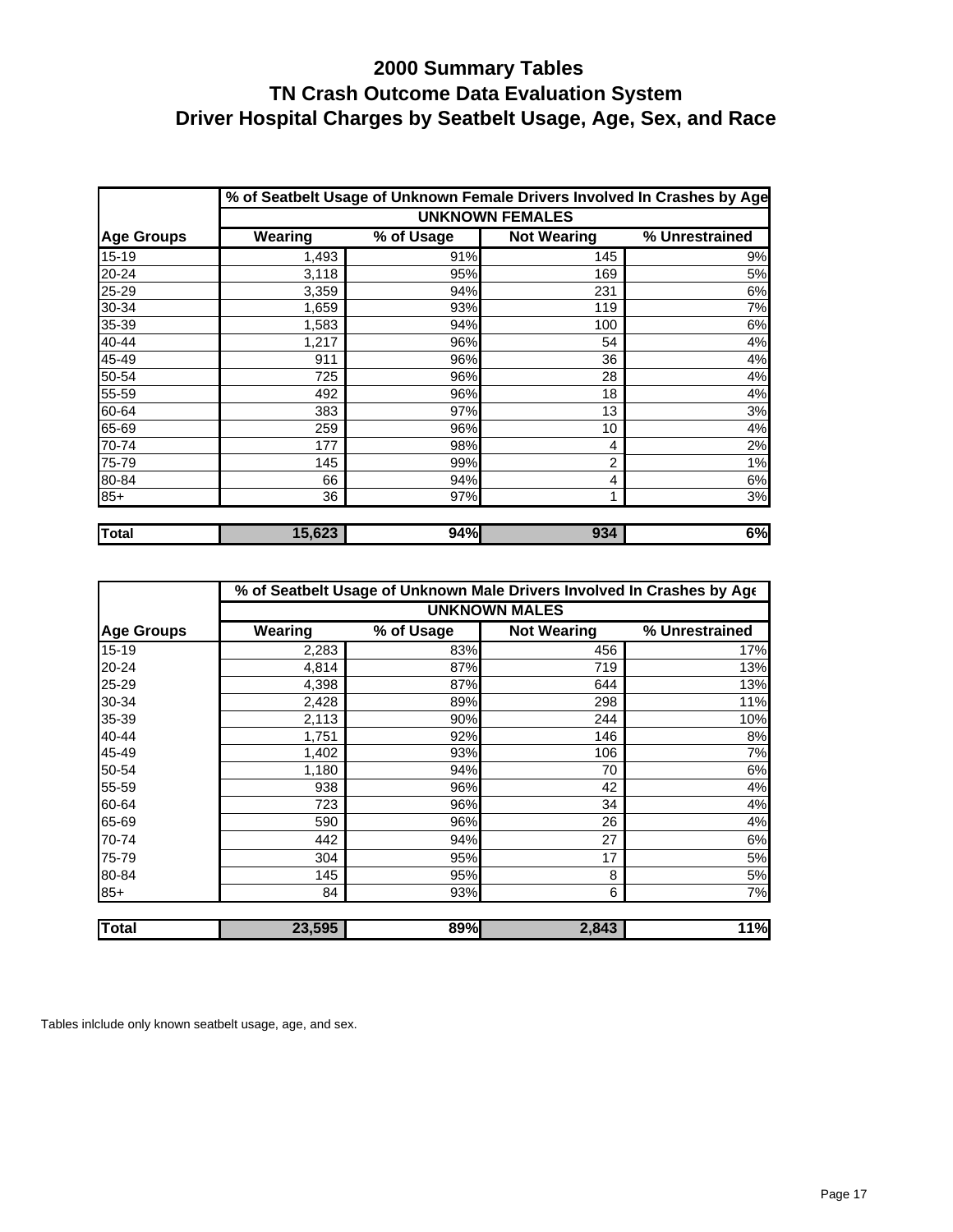# 2000 Summary Tables
# TN Crash Outcome Data Evaluation System
# Driver Hospital Charges by Seatbelt Usage, Age, Sex, and Race

| | % of Seatbelt Usage of Unknown Female Drivers Involved In Crashes by Age | | | |
|---|---|---|---|---|
| | UNKNOWN FEMALES | | | |
| Age Groups | Wearing | % of Usage | Not Wearing | % Unrestrained |
| 15-19 | 1,493 | 91% | 145 | 9% |
| 20-24 | 3,118 | 95% | 169 | 5% |
| 25-29 | 3,359 | 94% | 231 | 6% |
| 30-34 | 1,659 | 93% | 119 | 7% |
| 35-39 | 1,583 | 94% | 100 | 6% |
| 40-44 | 1,217 | 96% | 54 | 4% |
| 45-49 | 911 | 96% | 36 | 4% |
| 50-54 | 725 | 96% | 28 | 4% |
| 55-59 | 492 | 96% | 18 | 4% |
| 60-64 | 383 | 97% | 13 | 3% |
| 65-69 | 259 | 96% | 10 | 4% |
| 70-74 | 177 | 98% | 4 | 2% |
| 75-79 | 145 | 99% | 2 | 1% |
| 80-84 | 66 | 94% | 4 | 6% |
| 85+ | 36 | 97% | 1 | 3% |
| **Total** | **15,623** | **94%** | **934** | **6%** |

| | % of Seatbelt Usage of Unknown Male Drivers Involved In Crashes by Age | | | |
|---|---|---|---|---|
| | UNKNOWN MALES | | | |
| Age Groups | Wearing | % of Usage | Not Wearing | % Unrestrained |
| 15-19 | 2,283 | 83% | 456 | 17% |
| 20-24 | 4,814 | 87% | 719 | 13% |
| 25-29 | 4,398 | 87% | 644 | 13% |
| 30-34 | 2,428 | 89% | 298 | 11% |
| 35-39 | 2,113 | 90% | 244 | 10% |
| 40-44 | 1,751 | 92% | 146 | 8% |
| 45-49 | 1,402 | 93% | 106 | 7% |
| 50-54 | 1,180 | 94% | 70 | 6% |
| 55-59 | 938 | 96% | 42 | 4% |
| 60-64 | 723 | 96% | 34 | 4% |
| 65-69 | 590 | 96% | 26 | 4% |
| 70-74 | 442 | 94% | 27 | 6% |
| 75-79 | 304 | 95% | 17 | 5% |
| 80-84 | 145 | 95% | 8 | 5% |
| 85+ | 84 | 93% | 6 | 7% |
| **Total** | **23,595** | **89%** | **2,843** | **11%** |

Tables inlclude only known seatbelt usage, age, and sex.